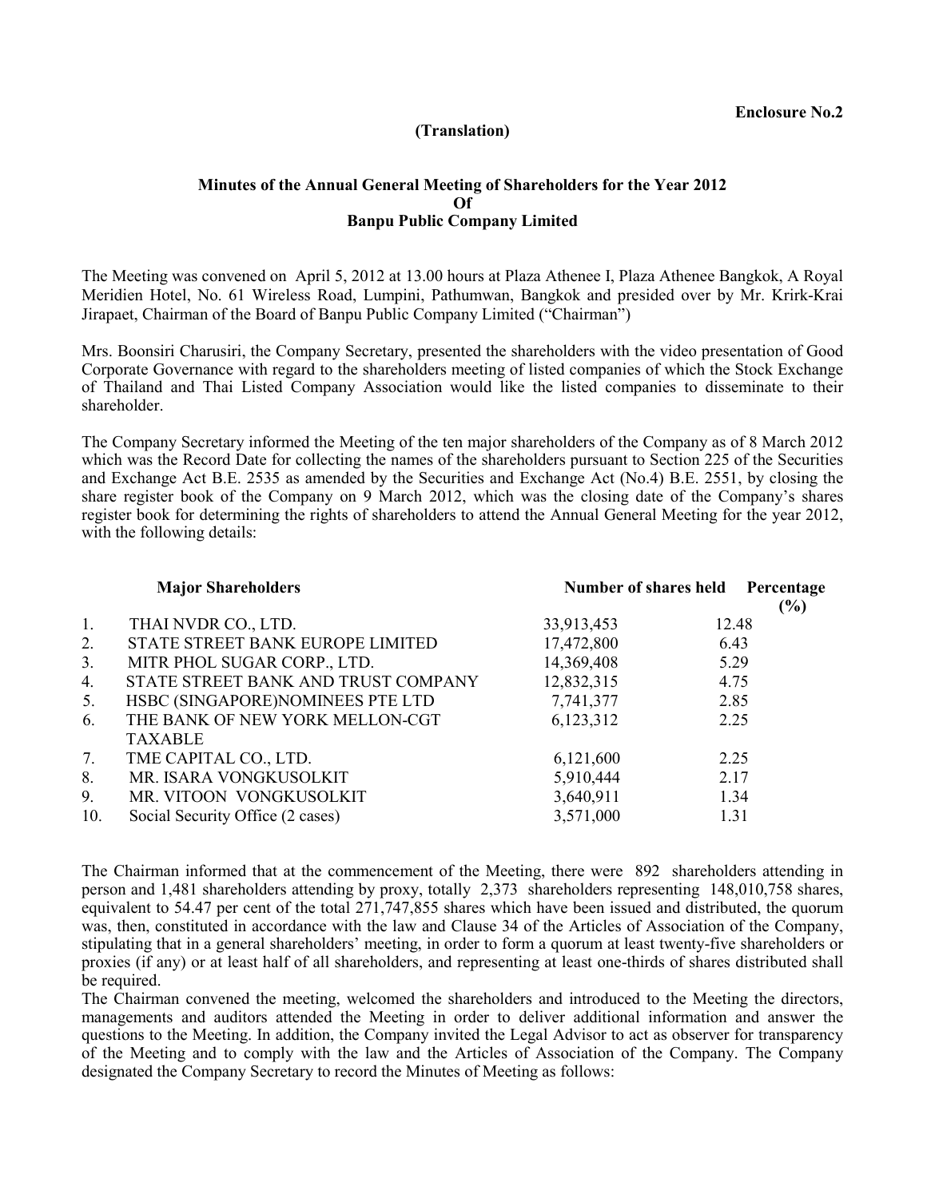**Enclosure No.2**

**(Translation)**

**Minutes of the Annual General Meeting of Shareholders for the Year 2012**
**Of**
**Banpu Public Company Limited**

The Meeting was convened on April 5, 2012 at 13.00 hours at Plaza Athenee I, Plaza Athenee Bangkok, A Royal Meridien Hotel, No. 61 Wireless Road, Lumpini, Pathumwan, Bangkok and presided over by Mr. Krirk-Krai Jirapaet, Chairman of the Board of Banpu Public Company Limited ("Chairman")

Mrs. Boonsiri Charusiri, the Company Secretary, presented the shareholders with the video presentation of Good Corporate Governance with regard to the shareholders meeting of listed companies of which the Stock Exchange of Thailand and Thai Listed Company Association would like the listed companies to disseminate to their shareholder.

The Company Secretary informed the Meeting of the ten major shareholders of the Company as of 8 March 2012 which was the Record Date for collecting the names of the shareholders pursuant to Section 225 of the Securities and Exchange Act B.E. 2535 as amended by the Securities and Exchange Act (No.4) B.E. 2551, by closing the share register book of the Company on 9 March 2012, which was the closing date of the Company's shares register book for determining the rights of shareholders to attend the Annual General Meeting for the year 2012, with the following details:

| | **Major Shareholders** | **Number of shares held** | **Percentage (%)** |
|---|---|---|---|
| 1. | THAI NVDR CO., LTD. | 33,913,453 | 12.48 |
| 2. | STATE STREET BANK EUROPE LIMITED | 17,472,800 | 6.43 |
| 3. | MITR PHOL SUGAR CORP., LTD. | 14,369,408 | 5.29 |
| 4. | STATE STREET BANK AND TRUST COMPANY | 12,832,315 | 4.75 |
| 5. | HSBC (SINGAPORE)NOMINEES PTE LTD | 7,741,377 | 2.85 |
| 6. | THE BANK OF NEW YORK MELLON-CGT TAXABLE | 6,123,312 | 2.25 |
| 7. | TME CAPITAL CO., LTD. | 6,121,600 | 2.25 |
| 8. | MR. ISARA VONGKUSOLKIT | 5,910,444 | 2.17 |
| 9. | MR. VITOON VONGKUSOLKIT | 3,640,911 | 1.34 |
| 10. | Social Security Office (2 cases) | 3,571,000 | 1.31 |

The Chairman informed that at the commencement of the Meeting, there were 892 shareholders attending in person and 1,481 shareholders attending by proxy, totally 2,373 shareholders representing 148,010,758 shares, equivalent to 54.47 per cent of the total 271,747,855 shares which have been issued and distributed, the quorum was, then, constituted in accordance with the law and Clause 34 of the Articles of Association of the Company, stipulating that in a general shareholders' meeting, in order to form a quorum at least twenty-five shareholders or proxies (if any) or at least half of all shareholders, and representing at least one-thirds of shares distributed shall be required.

The Chairman convened the meeting, welcomed the shareholders and introduced to the Meeting the directors, managements and auditors attended the Meeting in order to deliver additional information and answer the questions to the Meeting. In addition, the Company invited the Legal Advisor to act as observer for transparency of the Meeting and to comply with the law and the Articles of Association of the Company. The Company designated the Company Secretary to record the Minutes of Meeting as follows: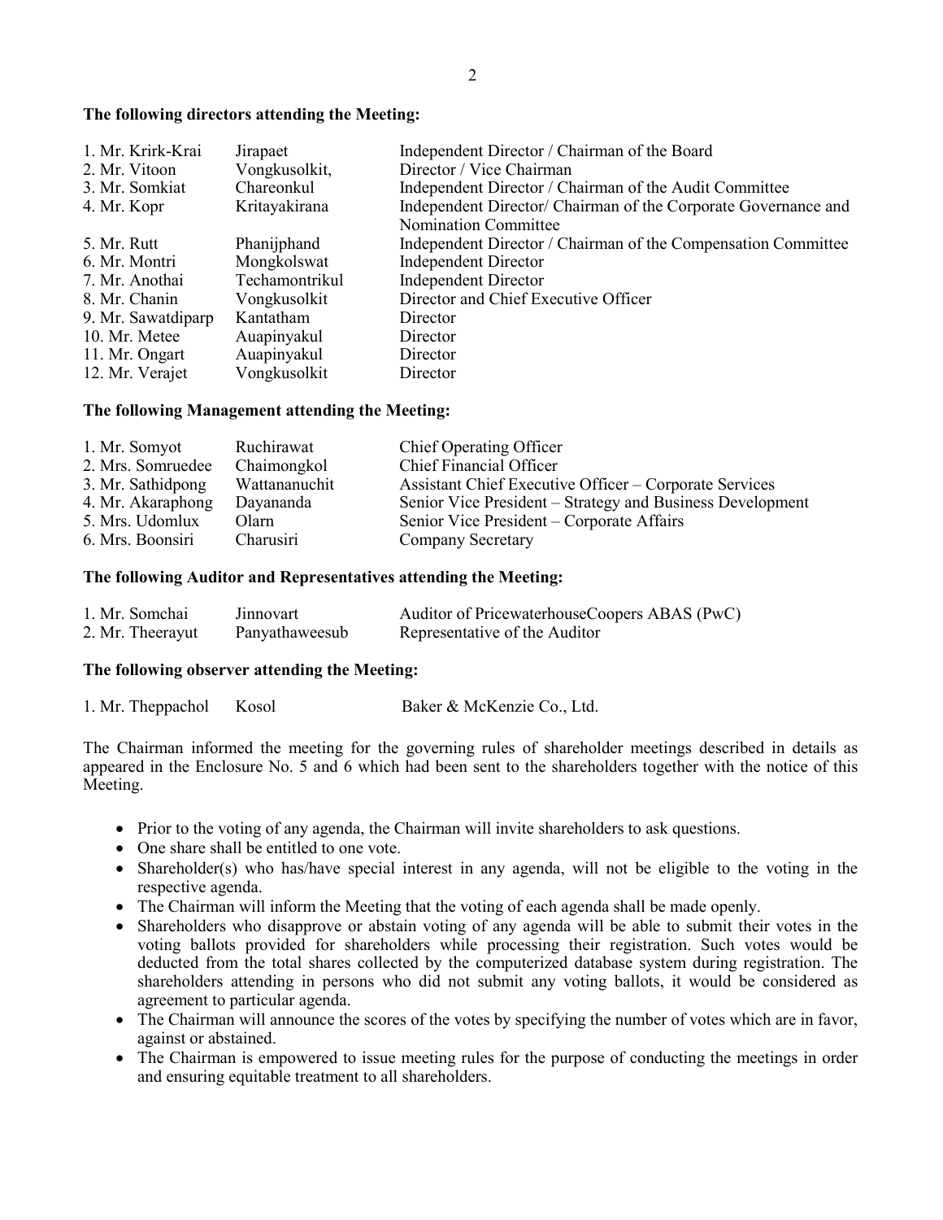**The following directors attending the Meeting:**

| | | |
|---|---|---|
| 1. Mr. Krirk-Krai | Jirapaet | Independent Director / Chairman of the Board |
| 2. Mr. Vitoon | Vongkusolkit, | Director / Vice Chairman |
| 3. Mr. Somkiat | Chareonkul | Independent Director / Chairman of the Audit Committee |
| 4. Mr. Kopr | Kritayakirana | Independent Director/ Chairman of the Corporate Governance and Nomination Committee |
| 5. Mr. Rutt | Phanijphand | Independent Director / Chairman of the Compensation Committee |
| 6. Mr. Montri | Mongkolswat | Independent Director |
| 7. Mr. Anothai | Techamontrikul | Independent Director |
| 8. Mr. Chanin | Vongkusolkit | Director and Chief Executive Officer |
| 9. Mr. Sawatdiparp | Kantatham | Director |
| 10. Mr. Metee | Auapinyakul | Director |
| 11. Mr. Ongart | Auapinyakul | Director |
| 12. Mr. Verajet | Vongkusolkit | Director |

**The following Management attending the Meeting:**

| | | |
|---|---|---|
| 1. Mr. Somyot | Ruchirawat | Chief Operating Officer |
| 2. Mrs. Somruedee | Chaimongkol | Chief Financial Officer |
| 3. Mr. Sathidpong | Wattananuchit | Assistant Chief Executive Officer – Corporate Services |
| 4. Mr. Akaraphong | Dayananda | Senior Vice President – Strategy and Business Development |
| 5. Mrs. Udomlux | Olarn | Senior Vice President – Corporate Affairs |
| 6. Mrs. Boonsiri | Charusiri | Company Secretary |

**The following Auditor and Representatives attending the Meeting:**

| | | |
|---|---|---|
| 1. Mr. Somchai | Jinnovart | Auditor of PricewaterhouseCoopers ABAS (PwC) |
| 2. Mr. Theerayut | Panyathaweesub | Representative of the Auditor |

**The following observer attending the Meeting:**

| | | |
|---|---|---|
| 1. Mr. Theppachol | Kosol | Baker & McKenzie Co., Ltd. |

The Chairman informed the meeting for the governing rules of shareholder meetings described in details as appeared in the Enclosure No. 5 and 6 which had been sent to the shareholders together with the notice of this Meeting.

- Prior to the voting of any agenda, the Chairman will invite shareholders to ask questions.
- One share shall be entitled to one vote.
- Shareholder(s) who has/have special interest in any agenda, will not be eligible to the voting in the respective agenda.
- The Chairman will inform the Meeting that the voting of each agenda shall be made openly.
- Shareholders who disapprove or abstain voting of any agenda will be able to submit their votes in the voting ballots provided for shareholders while processing their registration. Such votes would be deducted from the total shares collected by the computerized database system during registration. The shareholders attending in persons who did not submit any voting ballots, it would be considered as agreement to particular agenda.
- The Chairman will announce the scores of the votes by specifying the number of votes which are in favor, against or abstained.
- The Chairman is empowered to issue meeting rules for the purpose of conducting the meetings in order and ensuring equitable treatment to all shareholders.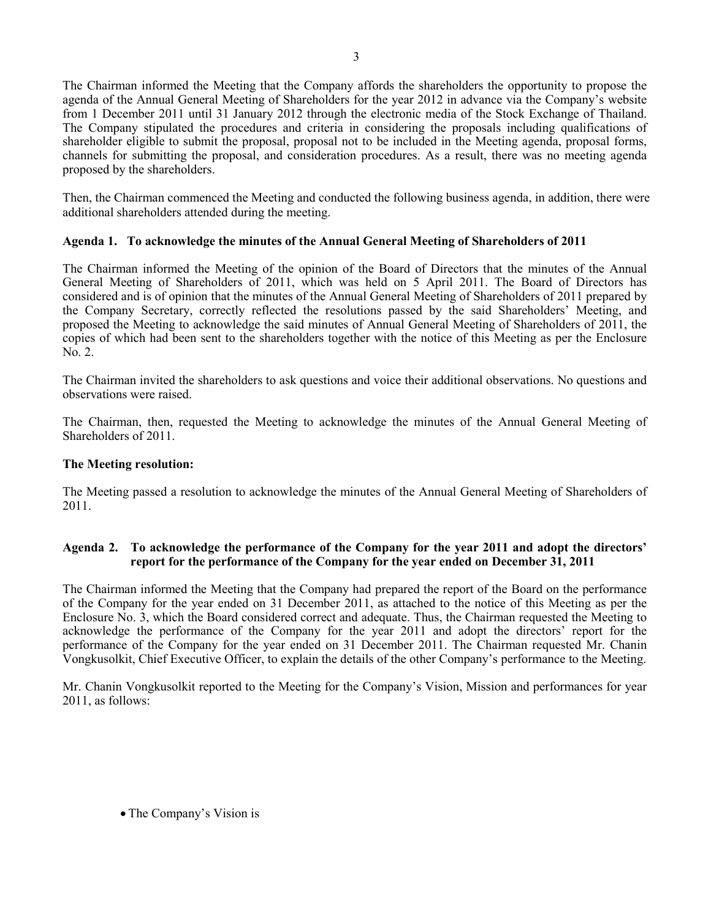The Chairman informed the Meeting that the Company affords the shareholders the opportunity to propose the agenda of the Annual General Meeting of Shareholders for the year 2012 in advance via the Company's website from 1 December 2011 until 31 January 2012 through the electronic media of the Stock Exchange of Thailand. The Company stipulated the procedures and criteria in considering the proposals including qualifications of shareholder eligible to submit the proposal, proposal not to be included in the Meeting agenda, proposal forms, channels for submitting the proposal, and consideration procedures. As a result, there was no meeting agenda proposed by the shareholders.

Then, the Chairman commenced the Meeting and conducted the following business agenda, in addition, there were additional shareholders attended during the meeting.

**Agenda 1. To acknowledge the minutes of the Annual General Meeting of Shareholders of 2011**

The Chairman informed the Meeting of the opinion of the Board of Directors that the minutes of the Annual General Meeting of Shareholders of 2011, which was held on 5 April 2011. The Board of Directors has considered and is of opinion that the minutes of the Annual General Meeting of Shareholders of 2011 prepared by the Company Secretary, correctly reflected the resolutions passed by the said Shareholders' Meeting, and proposed the Meeting to acknowledge the said minutes of Annual General Meeting of Shareholders of 2011, the copies of which had been sent to the shareholders together with the notice of this Meeting as per the Enclosure No. 2.

The Chairman invited the shareholders to ask questions and voice their additional observations. No questions and observations were raised.

The Chairman, then, requested the Meeting to acknowledge the minutes of the Annual General Meeting of Shareholders of 2011.

**The Meeting resolution:**

The Meeting passed a resolution to acknowledge the minutes of the Annual General Meeting of Shareholders of 2011.

**Agenda 2. To acknowledge the performance of the Company for the year 2011 and adopt the directors' report for the performance of the Company for the year ended on December 31, 2011**

The Chairman informed the Meeting that the Company had prepared the report of the Board on the performance of the Company for the year ended on 31 December 2011, as attached to the notice of this Meeting as per the Enclosure No. 3, which the Board considered correct and adequate. Thus, the Chairman requested the Meeting to acknowledge the performance of the Company for the year 2011 and adopt the directors' report for the performance of the Company for the year ended on 31 December 2011. The Chairman requested Mr. Chanin Vongkusolkit, Chief Executive Officer, to explain the details of the other Company's performance to the Meeting.

Mr. Chanin Vongkusolkit reported to the Meeting for the Company's Vision, Mission and performances for year 2011, as follows:

- The Company's Vision is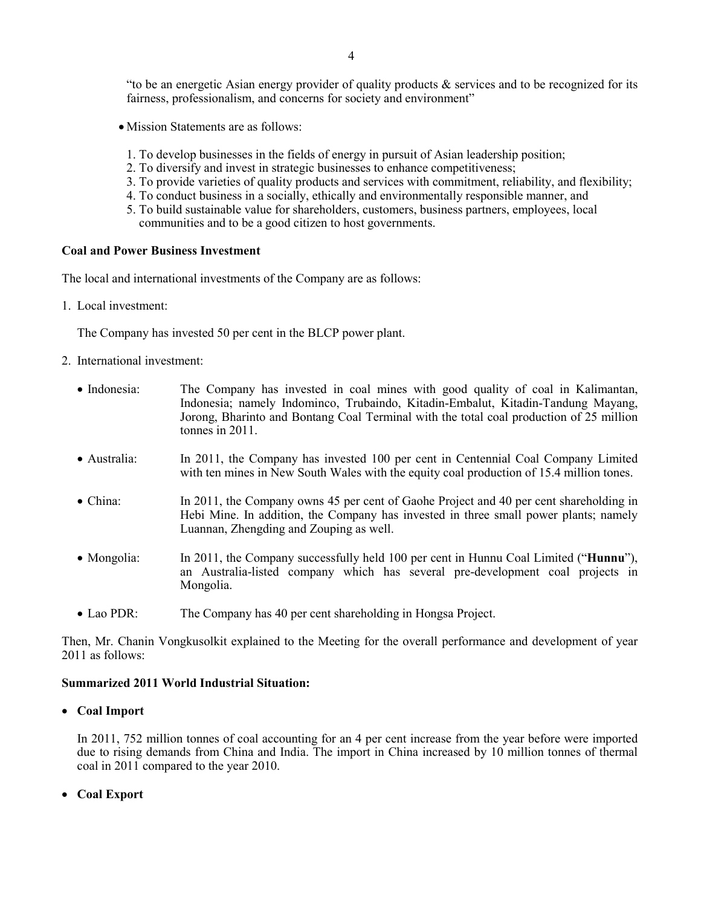"to be an energetic Asian energy provider of quality products & services and to be recognized for its fairness, professionalism, and concerns for society and environment"

- Mission Statements are as follows:

  1. To develop businesses in the fields of energy in pursuit of Asian leadership position;
  2. To diversify and invest in strategic businesses to enhance competitiveness;
  3. To provide varieties of quality products and services with commitment, reliability, and flexibility;
  4. To conduct business in a socially, ethically and environmentally responsible manner, and
  5. To build sustainable value for shareholders, customers, business partners, employees, local communities and to be a good citizen to host governments.

**Coal and Power Business Investment**

The local and international investments of the Company are as follows:

1. Local investment:

   The Company has invested 50 per cent in the BLCP power plant.

2. International investment:

   - Indonesia: The Company has invested in coal mines with good quality of coal in Kalimantan, Indonesia; namely Indominco, Trubaindo, Kitadin-Embalut, Kitadin-Tandung Mayang, Jorong, Bharinto and Bontang Coal Terminal with the total coal production of 25 million tonnes in 2011.
   - Australia: In 2011, the Company has invested 100 per cent in Centennial Coal Company Limited with ten mines in New South Wales with the equity coal production of 15.4 million tones.
   - China: In 2011, the Company owns 45 per cent of Gaohe Project and 40 per cent shareholding in Hebi Mine. In addition, the Company has invested in three small power plants; namely Luannan, Zhengding and Zouping as well.
   - Mongolia: In 2011, the Company successfully held 100 per cent in Hunnu Coal Limited ("**Hunnu**"), an Australia-listed company which has several pre-development coal projects in Mongolia.
   - Lao PDR: The Company has 40 per cent shareholding in Hongsa Project.

Then, Mr. Chanin Vongkusolkit explained to the Meeting for the overall performance and development of year 2011 as follows:

**Summarized 2011 World Industrial Situation:**

- **Coal Import**

  In 2011, 752 million tonnes of coal accounting for an 4 per cent increase from the year before were imported due to rising demands from China and India. The import in China increased by 10 million tonnes of thermal coal in 2011 compared to the year 2010.

- **Coal Export**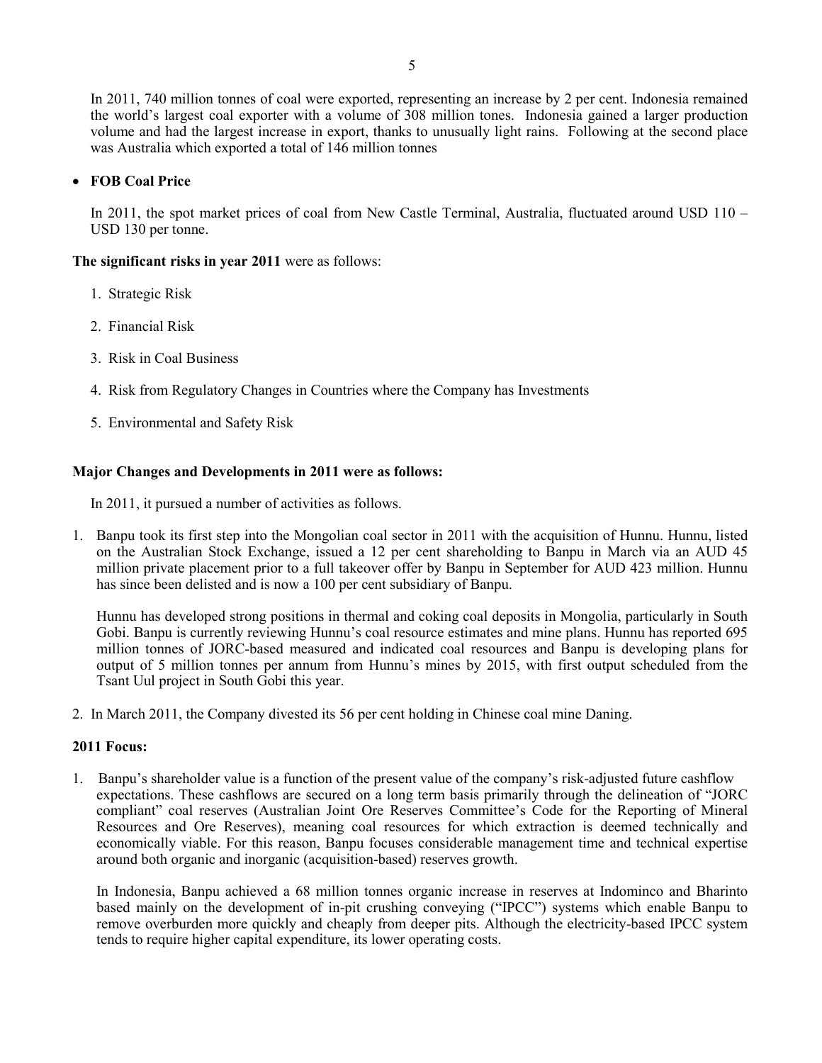In 2011, 740 million tonnes of coal were exported, representing an increase by 2 per cent. Indonesia remained the world's largest coal exporter with a volume of 308 million tones. Indonesia gained a larger production volume and had the largest increase in export, thanks to unusually light rains. Following at the second place was Australia which exported a total of 146 million tonnes

- **FOB Coal Price**

  In 2011, the spot market prices of coal from New Castle Terminal, Australia, fluctuated around USD 110 – USD 130 per tonne.

**The significant risks in year 2011** were as follows:

1. Strategic Risk
2. Financial Risk
3. Risk in Coal Business
4. Risk from Regulatory Changes in Countries where the Company has Investments
5. Environmental and Safety Risk

**Major Changes and Developments in 2011 were as follows:**

In 2011, it pursued a number of activities as follows.

1. Banpu took its first step into the Mongolian coal sector in 2011 with the acquisition of Hunnu. Hunnu, listed on the Australian Stock Exchange, issued a 12 per cent shareholding to Banpu in March via an AUD 45 million private placement prior to a full takeover offer by Banpu in September for AUD 423 million. Hunnu has since been delisted and is now a 100 per cent subsidiary of Banpu.

   Hunnu has developed strong positions in thermal and coking coal deposits in Mongolia, particularly in South Gobi. Banpu is currently reviewing Hunnu's coal resource estimates and mine plans. Hunnu has reported 695 million tonnes of JORC-based measured and indicated coal resources and Banpu is developing plans for output of 5 million tonnes per annum from Hunnu's mines by 2015, with first output scheduled from the Tsant Uul project in South Gobi this year.

2. In March 2011, the Company divested its 56 per cent holding in Chinese coal mine Daning.

**2011 Focus:**

1. Banpu's shareholder value is a function of the present value of the company's risk-adjusted future cashflow expectations. These cashflows are secured on a long term basis primarily through the delineation of "JORC compliant" coal reserves (Australian Joint Ore Reserves Committee's Code for the Reporting of Mineral Resources and Ore Reserves), meaning coal resources for which extraction is deemed technically and economically viable. For this reason, Banpu focuses considerable management time and technical expertise around both organic and inorganic (acquisition-based) reserves growth.

   In Indonesia, Banpu achieved a 68 million tonnes organic increase in reserves at Indominco and Bharinto based mainly on the development of in-pit crushing conveying ("IPCC") systems which enable Banpu to remove overburden more quickly and cheaply from deeper pits. Although the electricity-based IPCC system tends to require higher capital expenditure, its lower operating costs.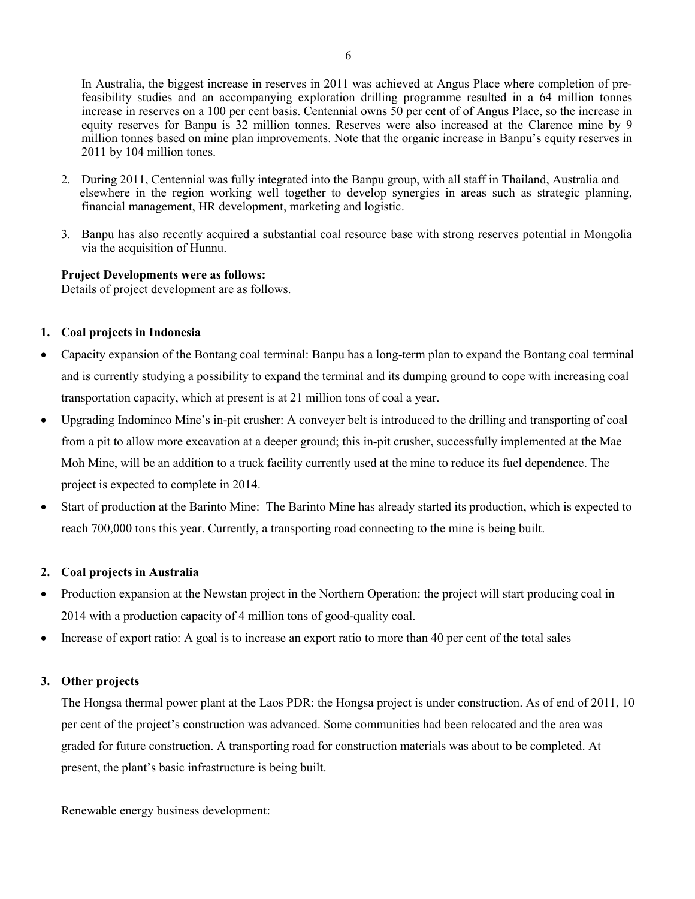In Australia, the biggest increase in reserves in 2011 was achieved at Angus Place where completion of pre-feasibility studies and an accompanying exploration drilling programme resulted in a 64 million tonnes increase in reserves on a 100 per cent basis. Centennial owns 50 per cent of of Angus Place, so the increase in equity reserves for Banpu is 32 million tonnes. Reserves were also increased at the Clarence mine by 9 million tonnes based on mine plan improvements. Note that the organic increase in Banpu's equity reserves in 2011 by 104 million tones.

2. During 2011, Centennial was fully integrated into the Banpu group, with all staff in Thailand, Australia and elsewhere in the region working well together to develop synergies in areas such as strategic planning, financial management, HR development, marketing and logistic.
3. Banpu has also recently acquired a substantial coal resource base with strong reserves potential in Mongolia via the acquisition of Hunnu.

**Project Developments were as follows:**
Details of project development are as follows.

**1. Coal projects in Indonesia**

- Capacity expansion of the Bontang coal terminal: Banpu has a long-term plan to expand the Bontang coal terminal and is currently studying a possibility to expand the terminal and its dumping ground to cope with increasing coal transportation capacity, which at present is at 21 million tons of coal a year.
- Upgrading Indominco Mine's in-pit crusher: A conveyer belt is introduced to the drilling and transporting of coal from a pit to allow more excavation at a deeper ground; this in-pit crusher, successfully implemented at the Mae Moh Mine, will be an addition to a truck facility currently used at the mine to reduce its fuel dependence. The project is expected to complete in 2014.
- Start of production at the Barinto Mine: The Barinto Mine has already started its production, which is expected to reach 700,000 tons this year. Currently, a transporting road connecting to the mine is being built.

**2. Coal projects in Australia**

- Production expansion at the Newstan project in the Northern Operation: the project will start producing coal in 2014 with a production capacity of 4 million tons of good-quality coal.
- Increase of export ratio: A goal is to increase an export ratio to more than 40 per cent of the total sales

**3. Other projects**

The Hongsa thermal power plant at the Laos PDR: the Hongsa project is under construction. As of end of 2011, 10 per cent of the project's construction was advanced. Some communities had been relocated and the area was graded for future construction. A transporting road for construction materials was about to be completed. At present, the plant's basic infrastructure is being built.

Renewable energy business development: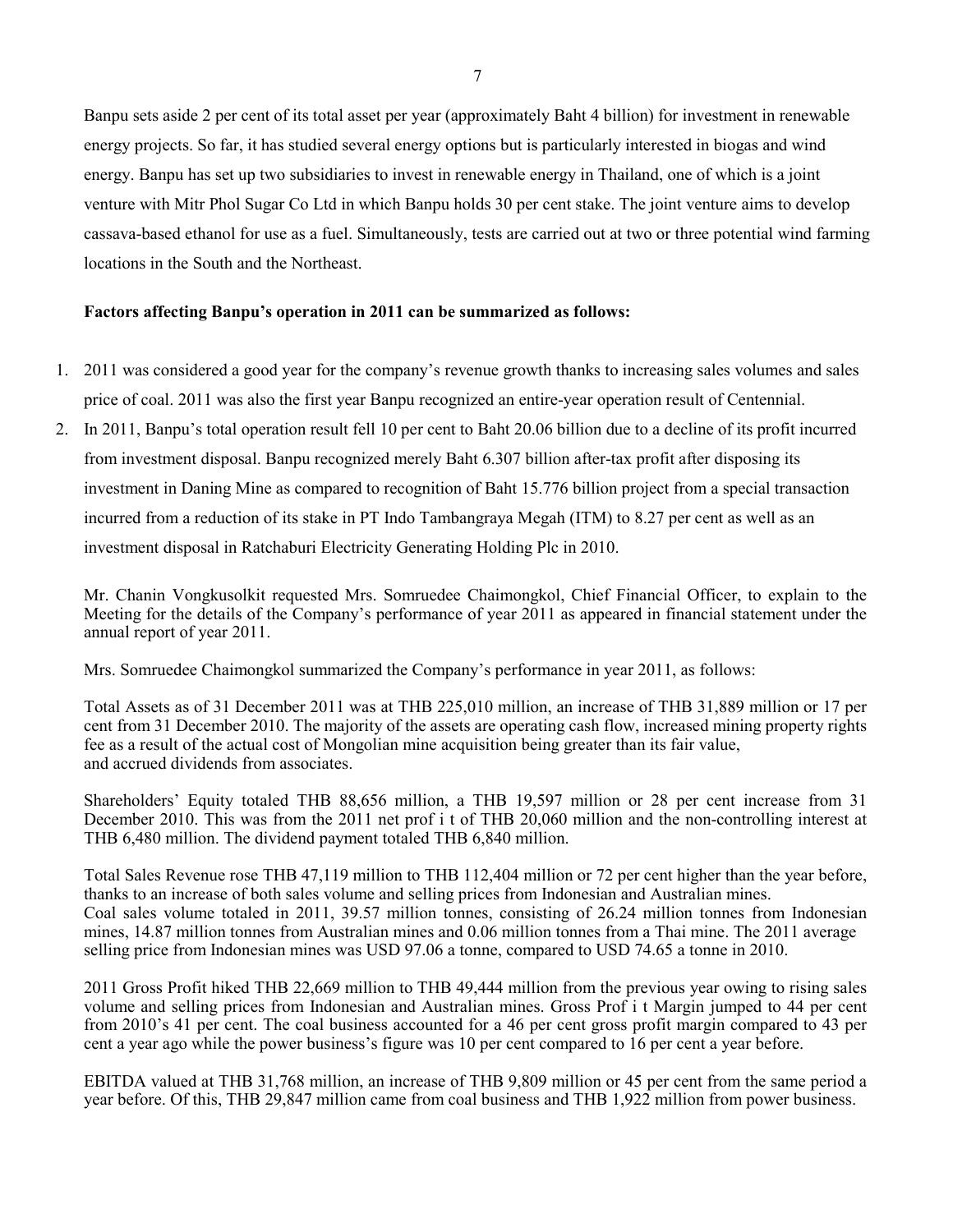Banpu sets aside 2 per cent of its total asset per year (approximately Baht 4 billion) for investment in renewable energy projects. So far, it has studied several energy options but is particularly interested in biogas and wind energy. Banpu has set up two subsidiaries to invest in renewable energy in Thailand, one of which is a joint venture with Mitr Phol Sugar Co Ltd in which Banpu holds 30 per cent stake. The joint venture aims to develop cassava-based ethanol for use as a fuel. Simultaneously, tests are carried out at two or three potential wind farming locations in the South and the Northeast.

**Factors affecting Banpu's operation in 2011 can be summarized as follows:**

1. 2011 was considered a good year for the company's revenue growth thanks to increasing sales volumes and sales price of coal. 2011 was also the first year Banpu recognized an entire-year operation result of Centennial.
2. In 2011, Banpu's total operation result fell 10 per cent to Baht 20.06 billion due to a decline of its profit incurred from investment disposal. Banpu recognized merely Baht 6.307 billion after-tax profit after disposing its investment in Daning Mine as compared to recognition of Baht 15.776 billion project from a special transaction incurred from a reduction of its stake in PT Indo Tambangraya Megah (ITM) to 8.27 per cent as well as an investment disposal in Ratchaburi Electricity Generating Holding Plc in 2010.

Mr. Chanin Vongkusolkit requested Mrs. Somruedee Chaimongkol, Chief Financial Officer, to explain to the Meeting for the details of the Company's performance of year 2011 as appeared in financial statement under the annual report of year 2011.

Mrs. Somruedee Chaimongkol summarized the Company's performance in year 2011, as follows:

Total Assets as of 31 December 2011 was at THB 225,010 million, an increase of THB 31,889 million or 17 per cent from 31 December 2010. The majority of the assets are operating cash flow, increased mining property rights fee as a result of the actual cost of Mongolian mine acquisition being greater than its fair value, and accrued dividends from associates.

Shareholders' Equity totaled THB 88,656 million, a THB 19,597 million or 28 per cent increase from 31 December 2010. This was from the 2011 net prof i t of THB 20,060 million and the non-controlling interest at THB 6,480 million. The dividend payment totaled THB 6,840 million.

Total Sales Revenue rose THB 47,119 million to THB 112,404 million or 72 per cent higher than the year before, thanks to an increase of both sales volume and selling prices from Indonesian and Australian mines. Coal sales volume totaled in 2011, 39.57 million tonnes, consisting of 26.24 million tonnes from Indonesian mines, 14.87 million tonnes from Australian mines and 0.06 million tonnes from a Thai mine. The 2011 average selling price from Indonesian mines was USD 97.06 a tonne, compared to USD 74.65 a tonne in 2010.

2011 Gross Profit hiked THB 22,669 million to THB 49,444 million from the previous year owing to rising sales volume and selling prices from Indonesian and Australian mines. Gross Prof i t Margin jumped to 44 per cent from 2010's 41 per cent. The coal business accounted for a 46 per cent gross profit margin compared to 43 per cent a year ago while the power business's figure was 10 per cent compared to 16 per cent a year before.

EBITDA valued at THB 31,768 million, an increase of THB 9,809 million or 45 per cent from the same period a year before. Of this, THB 29,847 million came from coal business and THB 1,922 million from power business.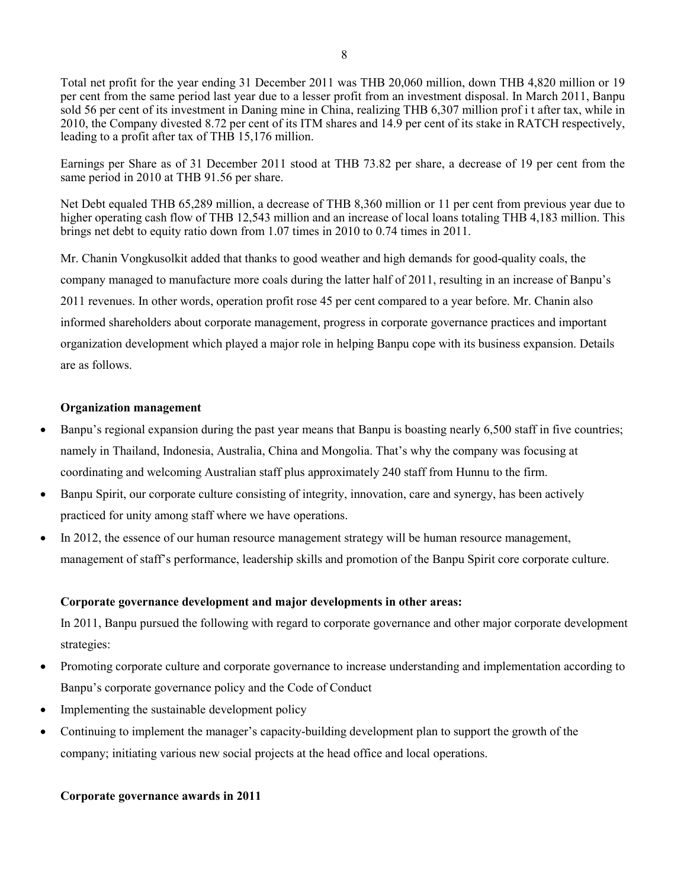Total net profit for the year ending 31 December 2011 was THB 20,060 million, down THB 4,820 million or 19 per cent from the same period last year due to a lesser profit from an investment disposal. In March 2011, Banpu sold 56 per cent of its investment in Daning mine in China, realizing THB 6,307 million prof i t after tax, while in 2010, the Company divested 8.72 per cent of its ITM shares and 14.9 per cent of its stake in RATCH respectively, leading to a profit after tax of THB 15,176 million.

Earnings per Share as of 31 December 2011 stood at THB 73.82 per share, a decrease of 19 per cent from the same period in 2010 at THB 91.56 per share.

Net Debt equaled THB 65,289 million, a decrease of THB 8,360 million or 11 per cent from previous year due to higher operating cash flow of THB 12,543 million and an increase of local loans totaling THB 4,183 million. This brings net debt to equity ratio down from 1.07 times in 2010 to 0.74 times in 2011.

Mr. Chanin Vongkusolkit added that thanks to good weather and high demands for good-quality coals, the company managed to manufacture more coals during the latter half of 2011, resulting in an increase of Banpu's 2011 revenues. In other words, operation profit rose 45 per cent compared to a year before. Mr. Chanin also informed shareholders about corporate management, progress in corporate governance practices and important organization development which played a major role in helping Banpu cope with its business expansion. Details are as follows.

**Organization management**

- Banpu's regional expansion during the past year means that Banpu is boasting nearly 6,500 staff in five countries; namely in Thailand, Indonesia, Australia, China and Mongolia. That's why the company was focusing at coordinating and welcoming Australian staff plus approximately 240 staff from Hunnu to the firm.
- Banpu Spirit, our corporate culture consisting of integrity, innovation, care and synergy, has been actively practiced for unity among staff where we have operations.
- In 2012, the essence of our human resource management strategy will be human resource management, management of staff's performance, leadership skills and promotion of the Banpu Spirit core corporate culture.

**Corporate governance development and major developments in other areas:**

In 2011, Banpu pursued the following with regard to corporate governance and other major corporate development strategies:

- Promoting corporate culture and corporate governance to increase understanding and implementation according to Banpu's corporate governance policy and the Code of Conduct
- Implementing the sustainable development policy
- Continuing to implement the manager's capacity-building development plan to support the growth of the company; initiating various new social projects at the head office and local operations.

**Corporate governance awards in 2011**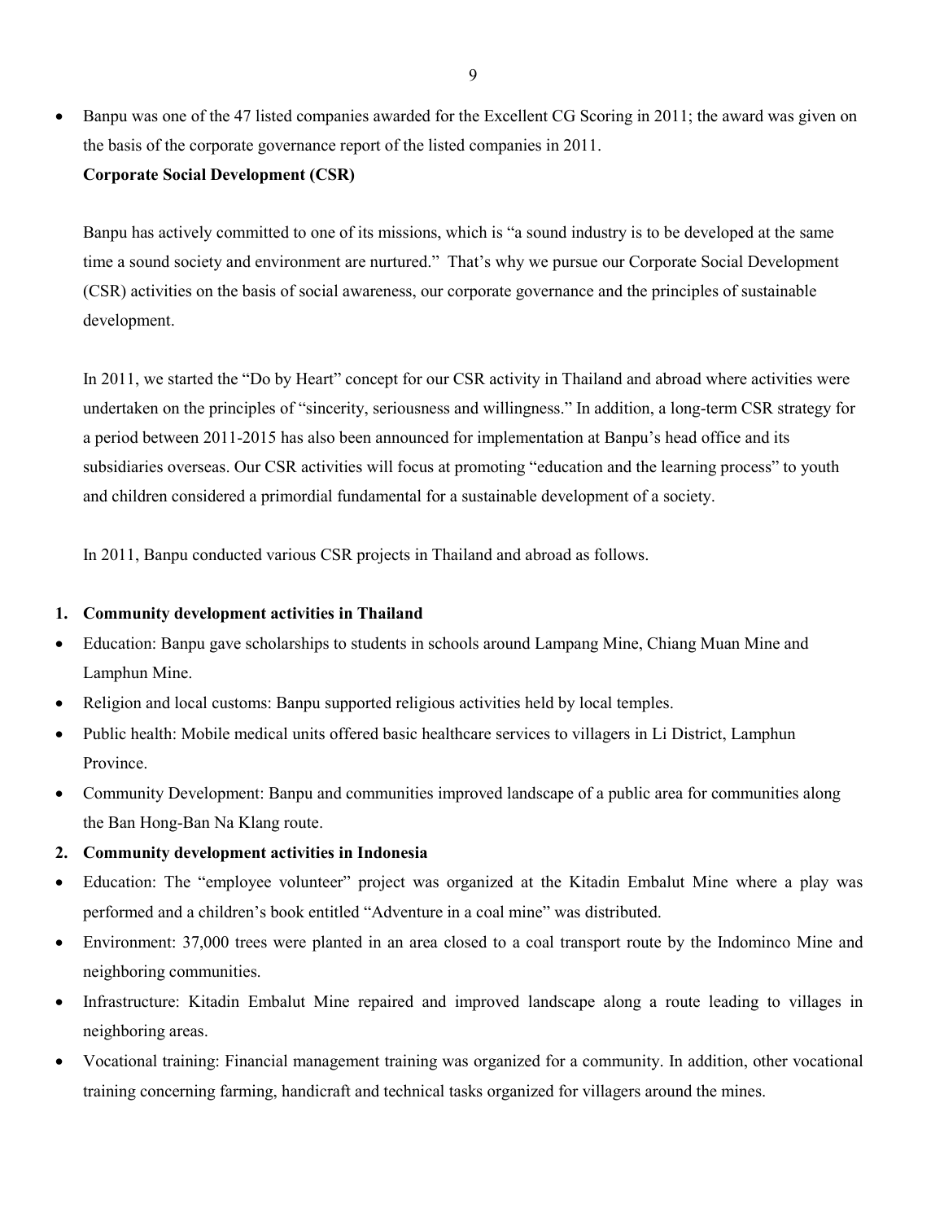- Banpu was one of the 47 listed companies awarded for the Excellent CG Scoring in 2011; the award was given on the basis of the corporate governance report of the listed companies in 2011.

**Corporate Social Development (CSR)**

Banpu has actively committed to one of its missions, which is "a sound industry is to be developed at the same time a sound society and environment are nurtured." That's why we pursue our Corporate Social Development (CSR) activities on the basis of social awareness, our corporate governance and the principles of sustainable development.

In 2011, we started the "Do by Heart" concept for our CSR activity in Thailand and abroad where activities were undertaken on the principles of "sincerity, seriousness and willingness." In addition, a long-term CSR strategy for a period between 2011-2015 has also been announced for implementation at Banpu's head office and its subsidiaries overseas. Our CSR activities will focus at promoting "education and the learning process" to youth and children considered a primordial fundamental for a sustainable development of a society.

In 2011, Banpu conducted various CSR projects in Thailand and abroad as follows.

**1. Community development activities in Thailand**

- Education: Banpu gave scholarships to students in schools around Lampang Mine, Chiang Muan Mine and Lamphun Mine.
- Religion and local customs: Banpu supported religious activities held by local temples.
- Public health: Mobile medical units offered basic healthcare services to villagers in Li District, Lamphun Province.
- Community Development: Banpu and communities improved landscape of a public area for communities along the Ban Hong-Ban Na Klang route.

**2. Community development activities in Indonesia**

- Education: The "employee volunteer" project was organized at the Kitadin Embalut Mine where a play was performed and a children's book entitled "Adventure in a coal mine" was distributed.
- Environment: 37,000 trees were planted in an area closed to a coal transport route by the Indominco Mine and neighboring communities.
- Infrastructure: Kitadin Embalut Mine repaired and improved landscape along a route leading to villages in neighboring areas.
- Vocational training: Financial management training was organized for a community. In addition, other vocational training concerning farming, handicraft and technical tasks organized for villagers around the mines.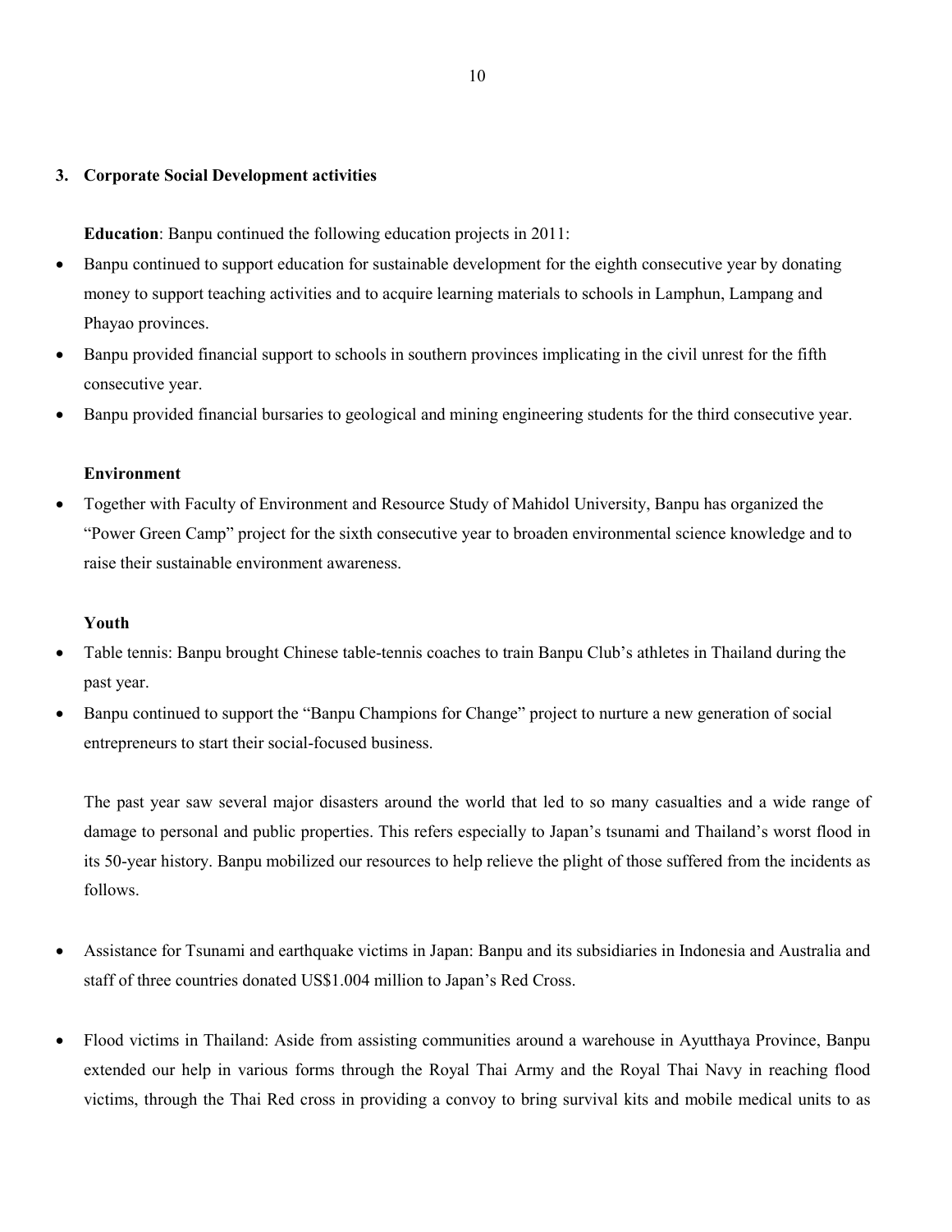## 3. Corporate Social Development activities

**Education**: Banpu continued the following education projects in 2011:

- Banpu continued to support education for sustainable development for the eighth consecutive year by donating money to support teaching activities and to acquire learning materials to schools in Lamphun, Lampang and Phayao provinces.
- Banpu provided financial support to schools in southern provinces implicating in the civil unrest for the fifth consecutive year.
- Banpu provided financial bursaries to geological and mining engineering students for the third consecutive year.

**Environment**

- Together with Faculty of Environment and Resource Study of Mahidol University, Banpu has organized the "Power Green Camp" project for the sixth consecutive year to broaden environmental science knowledge and to raise their sustainable environment awareness.

**Youth**

- Table tennis: Banpu brought Chinese table-tennis coaches to train Banpu Club's athletes in Thailand during the past year.
- Banpu continued to support the "Banpu Champions for Change" project to nurture a new generation of social entrepreneurs to start their social-focused business.

The past year saw several major disasters around the world that led to so many casualties and a wide range of damage to personal and public properties. This refers especially to Japan's tsunami and Thailand's worst flood in its 50-year history. Banpu mobilized our resources to help relieve the plight of those suffered from the incidents as follows.

- Assistance for Tsunami and earthquake victims in Japan: Banpu and its subsidiaries in Indonesia and Australia and staff of three countries donated US$1.004 million to Japan's Red Cross.

- Flood victims in Thailand: Aside from assisting communities around a warehouse in Ayutthaya Province, Banpu extended our help in various forms through the Royal Thai Army and the Royal Thai Navy in reaching flood victims, through the Thai Red cross in providing a convoy to bring survival kits and mobile medical units to as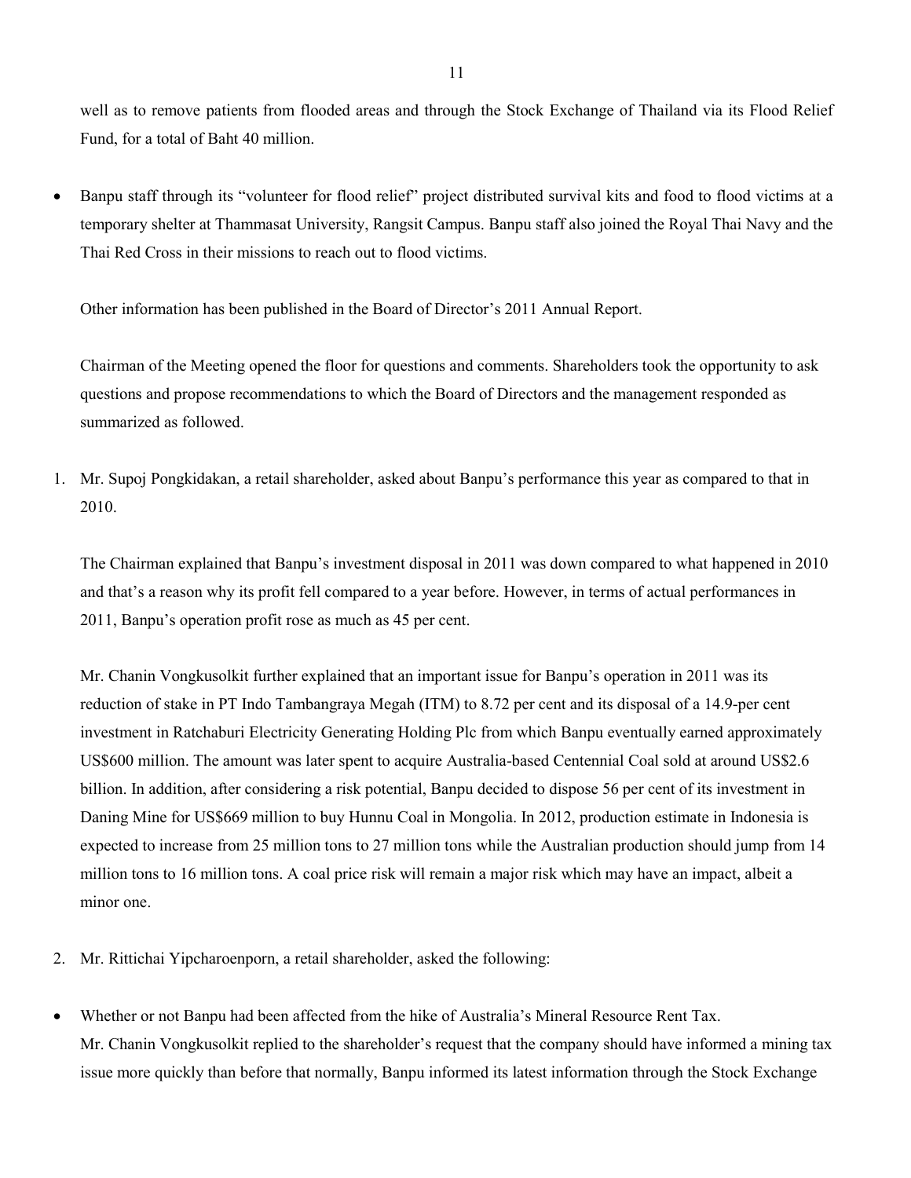well as to remove patients from flooded areas and through the Stock Exchange of Thailand via its Flood Relief Fund, for a total of Baht 40 million.

- Banpu staff through its "volunteer for flood relief" project distributed survival kits and food to flood victims at a temporary shelter at Thammasat University, Rangsit Campus. Banpu staff also joined the Royal Thai Navy and the Thai Red Cross in their missions to reach out to flood victims.

Other information has been published in the Board of Director's 2011 Annual Report.

Chairman of the Meeting opened the floor for questions and comments. Shareholders took the opportunity to ask questions and propose recommendations to which the Board of Directors and the management responded as summarized as followed.

1. Mr. Supoj Pongkidakan, a retail shareholder, asked about Banpu's performance this year as compared to that in 2010.

   The Chairman explained that Banpu's investment disposal in 2011 was down compared to what happened in 2010 and that's a reason why its profit fell compared to a year before. However, in terms of actual performances in 2011, Banpu's operation profit rose as much as 45 per cent.

   Mr. Chanin Vongkusolkit further explained that an important issue for Banpu's operation in 2011 was its reduction of stake in PT Indo Tambangraya Megah (ITM) to 8.72 per cent and its disposal of a 14.9-per cent investment in Ratchaburi Electricity Generating Holding Plc from which Banpu eventually earned approximately US$600 million. The amount was later spent to acquire Australia-based Centennial Coal sold at around US$2.6 billion. In addition, after considering a risk potential, Banpu decided to dispose 56 per cent of its investment in Daning Mine for US$669 million to buy Hunnu Coal in Mongolia. In 2012, production estimate in Indonesia is expected to increase from 25 million tons to 27 million tons while the Australian production should jump from 14 million tons to 16 million tons. A coal price risk will remain a major risk which may have an impact, albeit a minor one.

2. Mr. Rittichai Yipcharoenporn, a retail shareholder, asked the following:

- Whether or not Banpu had been affected from the hike of Australia's Mineral Resource Rent Tax.
  Mr. Chanin Vongkusolkit replied to the shareholder's request that the company should have informed a mining tax issue more quickly than before that normally, Banpu informed its latest information through the Stock Exchange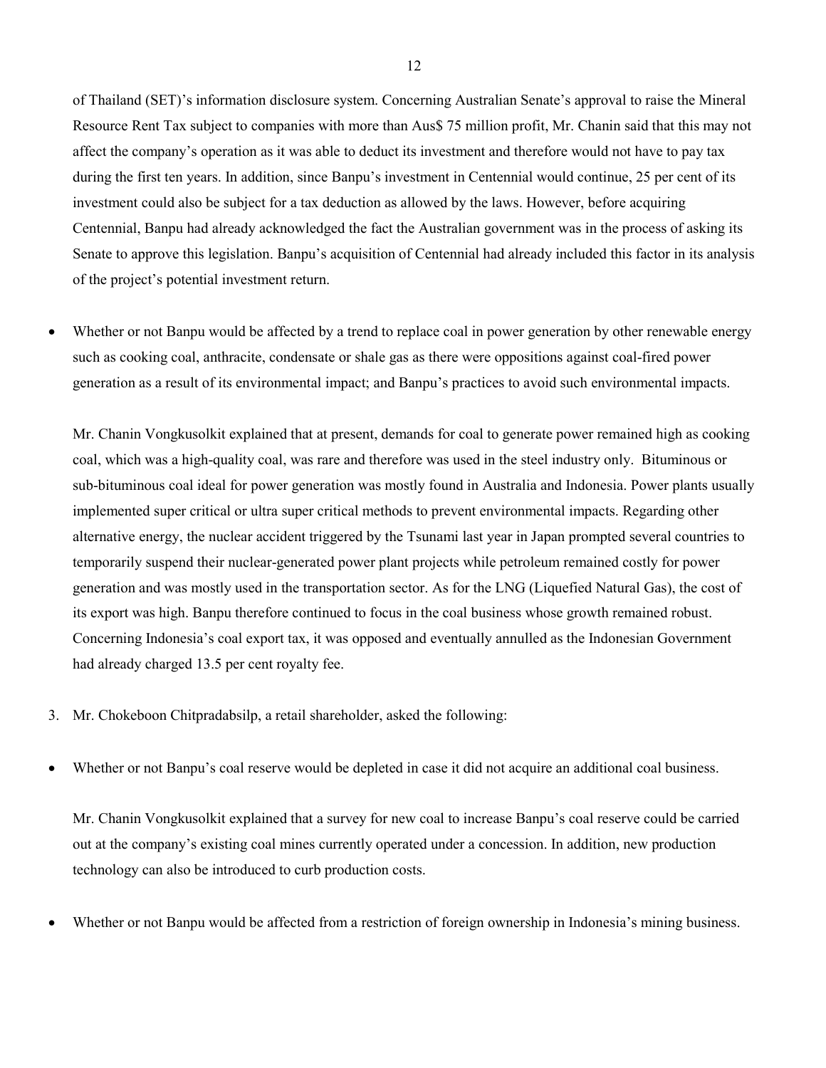of Thailand (SET)'s information disclosure system. Concerning Australian Senate's approval to raise the Mineral Resource Rent Tax subject to companies with more than Aus$ 75 million profit, Mr. Chanin said that this may not affect the company's operation as it was able to deduct its investment and therefore would not have to pay tax during the first ten years. In addition, since Banpu's investment in Centennial would continue, 25 per cent of its investment could also be subject for a tax deduction as allowed by the laws. However, before acquiring Centennial, Banpu had already acknowledged the fact the Australian government was in the process of asking its Senate to approve this legislation. Banpu's acquisition of Centennial had already included this factor in its analysis of the project's potential investment return.

- Whether or not Banpu would be affected by a trend to replace coal in power generation by other renewable energy such as cooking coal, anthracite, condensate or shale gas as there were oppositions against coal-fired power generation as a result of its environmental impact; and Banpu's practices to avoid such environmental impacts.

  Mr. Chanin Vongkusolkit explained that at present, demands for coal to generate power remained high as cooking coal, which was a high-quality coal, was rare and therefore was used in the steel industry only. Bituminous or sub-bituminous coal ideal for power generation was mostly found in Australia and Indonesia. Power plants usually implemented super critical or ultra super critical methods to prevent environmental impacts. Regarding other alternative energy, the nuclear accident triggered by the Tsunami last year in Japan prompted several countries to temporarily suspend their nuclear-generated power plant projects while petroleum remained costly for power generation and was mostly used in the transportation sector. As for the LNG (Liquefied Natural Gas), the cost of its export was high. Banpu therefore continued to focus in the coal business whose growth remained robust. Concerning Indonesia's coal export tax, it was opposed and eventually annulled as the Indonesian Government had already charged 13.5 per cent royalty fee.

3. Mr. Chokeboon Chitpradabsilp, a retail shareholder, asked the following:

- Whether or not Banpu's coal reserve would be depleted in case it did not acquire an additional coal business.

  Mr. Chanin Vongkusolkit explained that a survey for new coal to increase Banpu's coal reserve could be carried out at the company's existing coal mines currently operated under a concession. In addition, new production technology can also be introduced to curb production costs.

- Whether or not Banpu would be affected from a restriction of foreign ownership in Indonesia's mining business.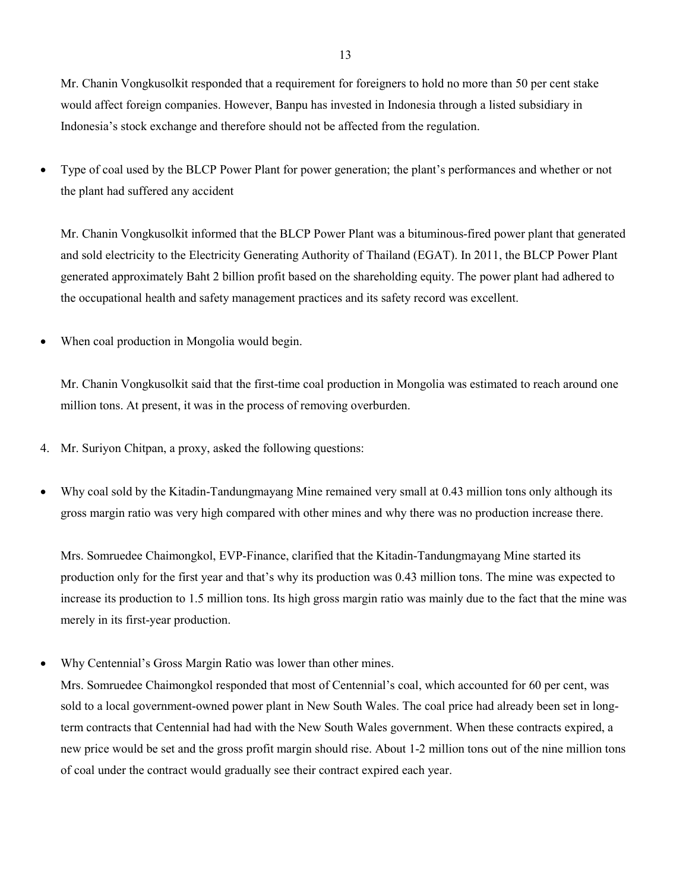Mr. Chanin Vongkusolkit responded that a requirement for foreigners to hold no more than 50 per cent stake would affect foreign companies. However, Banpu has invested in Indonesia through a listed subsidiary in Indonesia's stock exchange and therefore should not be affected from the regulation.

- Type of coal used by the BLCP Power Plant for power generation; the plant's performances and whether or not the plant had suffered any accident

  Mr. Chanin Vongkusolkit informed that the BLCP Power Plant was a bituminous-fired power plant that generated and sold electricity to the Electricity Generating Authority of Thailand (EGAT). In 2011, the BLCP Power Plant generated approximately Baht 2 billion profit based on the shareholding equity. The power plant had adhered to the occupational health and safety management practices and its safety record was excellent.

- When coal production in Mongolia would begin.

  Mr. Chanin Vongkusolkit said that the first-time coal production in Mongolia was estimated to reach around one million tons. At present, it was in the process of removing overburden.

4. Mr. Suriyon Chitpan, a proxy, asked the following questions:

- Why coal sold by the Kitadin-Tandungmayang Mine remained very small at 0.43 million tons only although its gross margin ratio was very high compared with other mines and why there was no production increase there.

  Mrs. Somruedee Chaimongkol, EVP-Finance, clarified that the Kitadin-Tandungmayang Mine started its production only for the first year and that's why its production was 0.43 million tons. The mine was expected to increase its production to 1.5 million tons. Its high gross margin ratio was mainly due to the fact that the mine was merely in its first-year production.

- Why Centennial's Gross Margin Ratio was lower than other mines.
  
  Mrs. Somruedee Chaimongkol responded that most of Centennial's coal, which accounted for 60 per cent, was sold to a local government-owned power plant in New South Wales. The coal price had already been set in long-term contracts that Centennial had had with the New South Wales government. When these contracts expired, a new price would be set and the gross profit margin should rise. About 1-2 million tons out of the nine million tons of coal under the contract would gradually see their contract expired each year.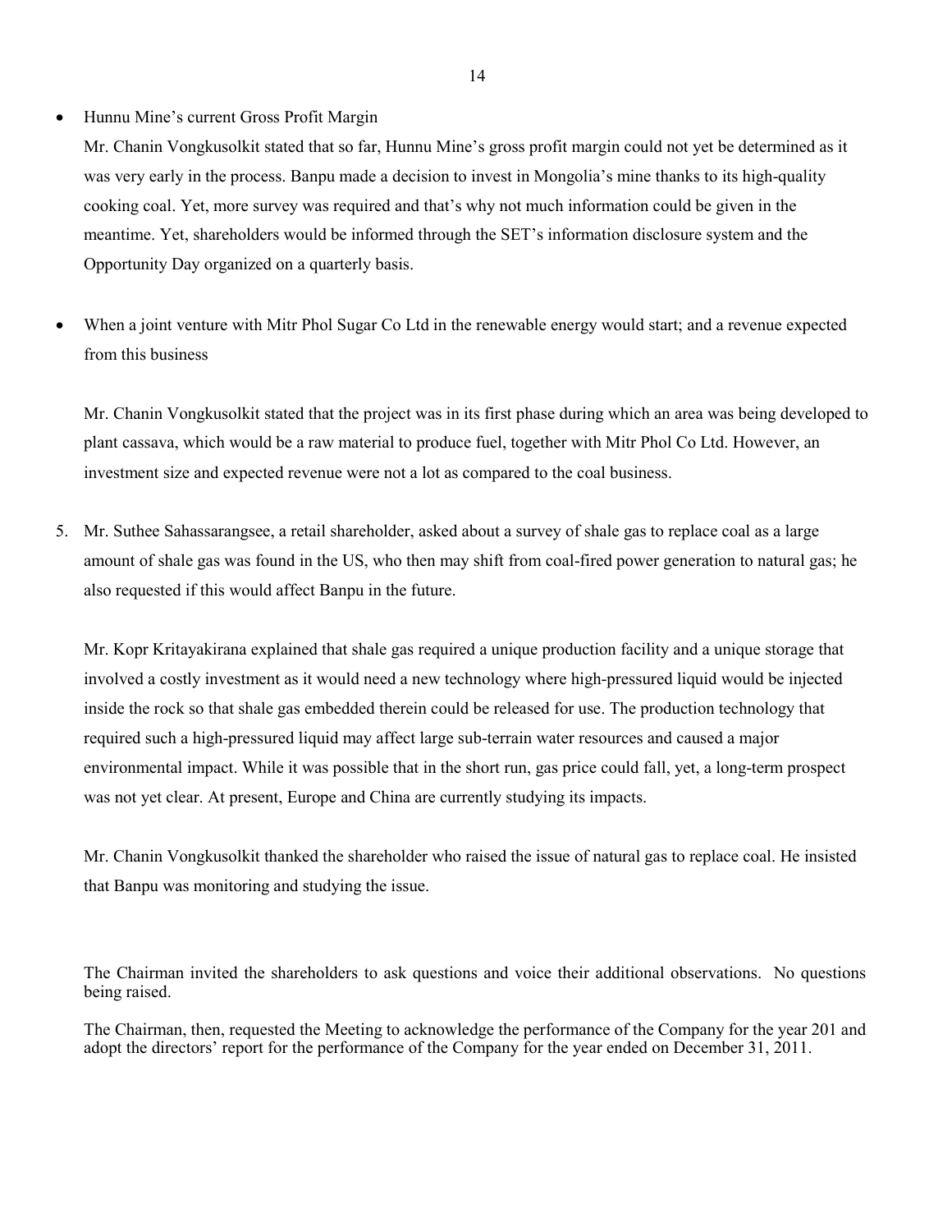- Hunnu Mine's current Gross Profit Margin

  Mr. Chanin Vongkusolkit stated that so far, Hunnu Mine's gross profit margin could not yet be determined as it was very early in the process. Banpu made a decision to invest in Mongolia's mine thanks to its high-quality cooking coal. Yet, more survey was required and that's why not much information could be given in the meantime. Yet, shareholders would be informed through the SET's information disclosure system and the Opportunity Day organized on a quarterly basis.

- When a joint venture with Mitr Phol Sugar Co Ltd in the renewable energy would start; and a revenue expected from this business

  Mr. Chanin Vongkusolkit stated that the project was in its first phase during which an area was being developed to plant cassava, which would be a raw material to produce fuel, together with Mitr Phol Co Ltd. However, an investment size and expected revenue were not a lot as compared to the coal business.

5. Mr. Suthee Sahassarangsee, a retail shareholder, asked about a survey of shale gas to replace coal as a large amount of shale gas was found in the US, who then may shift from coal-fired power generation to natural gas; he also requested if this would affect Banpu in the future.

   Mr. Kopr Kritayakirana explained that shale gas required a unique production facility and a unique storage that involved a costly investment as it would need a new technology where high-pressured liquid would be injected inside the rock so that shale gas embedded therein could be released for use. The production technology that required such a high-pressured liquid may affect large sub-terrain water resources and caused a major environmental impact. While it was possible that in the short run, gas price could fall, yet, a long-term prospect was not yet clear. At present, Europe and China are currently studying its impacts.

   Mr. Chanin Vongkusolkit thanked the shareholder who raised the issue of natural gas to replace coal. He insisted that Banpu was monitoring and studying the issue.

The Chairman invited the shareholders to ask questions and voice their additional observations. No questions being raised.

The Chairman, then, requested the Meeting to acknowledge the performance of the Company for the year 201 and adopt the directors' report for the performance of the Company for the year ended on December 31, 2011.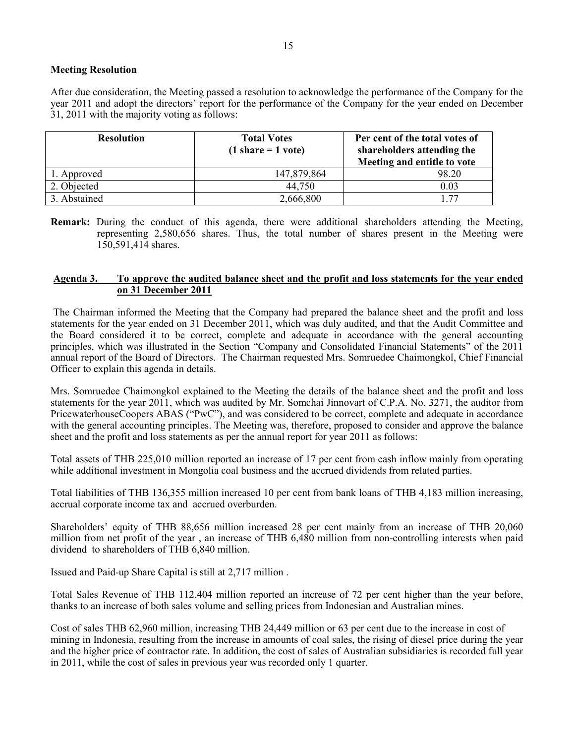**Meeting Resolution**

After due consideration, the Meeting passed a resolution to acknowledge the performance of the Company for the year 2011 and adopt the directors' report for the performance of the Company for the year ended on December 31, 2011 with the majority voting as follows:

| Resolution | Total Votes (1 share = 1 vote) | Per cent of the total votes of shareholders attending the Meeting and entitle to vote |
|---|---|---|
| 1. Approved | 147,879,864 | 98.20 |
| 2. Objected | 44,750 | 0.03 |
| 3. Abstained | 2,666,800 | 1.77 |

**Remark:** During the conduct of this agenda, there were additional shareholders attending the Meeting, representing 2,580,656 shares. Thus, the total number of shares present in the Meeting were 150,591,414 shares.

**Agenda 3. To approve the audited balance sheet and the profit and loss statements for the year ended on 31 December 2011**

The Chairman informed the Meeting that the Company had prepared the balance sheet and the profit and loss statements for the year ended on 31 December 2011, which was duly audited, and that the Audit Committee and the Board considered it to be correct, complete and adequate in accordance with the general accounting principles, which was illustrated in the Section "Company and Consolidated Financial Statements" of the 2011 annual report of the Board of Directors. The Chairman requested Mrs. Somruedee Chaimongkol, Chief Financial Officer to explain this agenda in details.

Mrs. Somruedee Chaimongkol explained to the Meeting the details of the balance sheet and the profit and loss statements for the year 2011, which was audited by Mr. Somchai Jinnovart of C.P.A. No. 3271, the auditor from PricewaterhouseCoopers ABAS ("PwC"), and was considered to be correct, complete and adequate in accordance with the general accounting principles. The Meeting was, therefore, proposed to consider and approve the balance sheet and the profit and loss statements as per the annual report for year 2011 as follows:

Total assets of THB 225,010 million reported an increase of 17 per cent from cash inflow mainly from operating while additional investment in Mongolia coal business and the accrued dividends from related parties.

Total liabilities of THB 136,355 million increased 10 per cent from bank loans of THB 4,183 million increasing, accrual corporate income tax and accrued overburden.

Shareholders' equity of THB 88,656 million increased 28 per cent mainly from an increase of THB 20,060 million from net profit of the year , an increase of THB 6,480 million from non-controlling interests when paid dividend to shareholders of THB 6,840 million.

Issued and Paid-up Share Capital is still at 2,717 million .

Total Sales Revenue of THB 112,404 million reported an increase of 72 per cent higher than the year before, thanks to an increase of both sales volume and selling prices from Indonesian and Australian mines.

Cost of sales THB 62,960 million, increasing THB 24,449 million or 63 per cent due to the increase in cost of mining in Indonesia, resulting from the increase in amounts of coal sales, the rising of diesel price during the year and the higher price of contractor rate. In addition, the cost of sales of Australian subsidiaries is recorded full year in 2011, while the cost of sales in previous year was recorded only 1 quarter.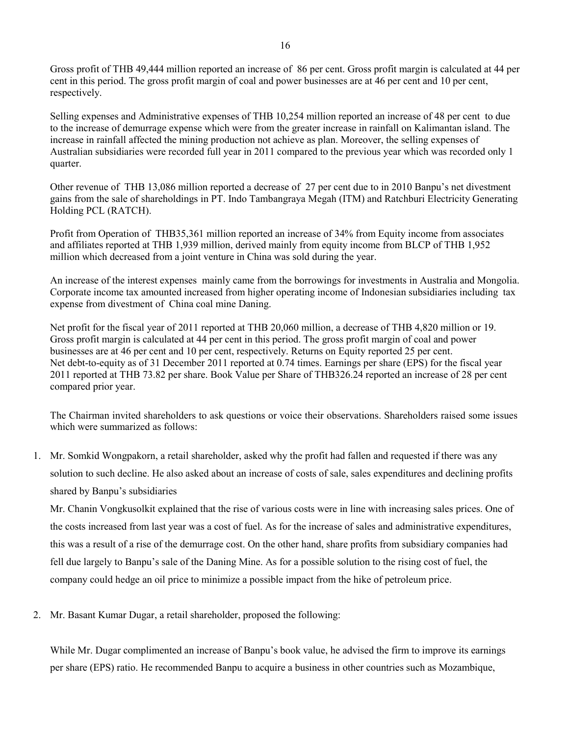Gross profit of THB 49,444 million reported an increase of 86 per cent. Gross profit margin is calculated at 44 per cent in this period. The gross profit margin of coal and power businesses are at 46 per cent and 10 per cent, respectively.

Selling expenses and Administrative expenses of THB 10,254 million reported an increase of 48 per cent to due to the increase of demurrage expense which were from the greater increase in rainfall on Kalimantan island. The increase in rainfall affected the mining production not achieve as plan. Moreover, the selling expenses of Australian subsidiaries were recorded full year in 2011 compared to the previous year which was recorded only 1 quarter.

Other revenue of THB 13,086 million reported a decrease of 27 per cent due to in 2010 Banpu's net divestment gains from the sale of shareholdings in PT. Indo Tambangraya Megah (ITM) and Ratchburi Electricity Generating Holding PCL (RATCH).

Profit from Operation of THB35,361 million reported an increase of 34% from Equity income from associates and affiliates reported at THB 1,939 million, derived mainly from equity income from BLCP of THB 1,952 million which decreased from a joint venture in China was sold during the year.

An increase of the interest expenses mainly came from the borrowings for investments in Australia and Mongolia. Corporate income tax amounted increased from higher operating income of Indonesian subsidiaries including tax expense from divestment of China coal mine Daning.

Net profit for the fiscal year of 2011 reported at THB 20,060 million, a decrease of THB 4,820 million or 19. Gross profit margin is calculated at 44 per cent in this period. The gross profit margin of coal and power businesses are at 46 per cent and 10 per cent, respectively. Returns on Equity reported 25 per cent. Net debt-to-equity as of 31 December 2011 reported at 0.74 times. Earnings per share (EPS) for the fiscal year 2011 reported at THB 73.82 per share. Book Value per Share of THB326.24 reported an increase of 28 per cent compared prior year.

The Chairman invited shareholders to ask questions or voice their observations. Shareholders raised some issues which were summarized as follows:

1. Mr. Somkid Wongpakorn, a retail shareholder, asked why the profit had fallen and requested if there was any solution to such decline. He also asked about an increase of costs of sale, sales expenditures and declining profits shared by Banpu's subsidiaries

   Mr. Chanin Vongkusolkit explained that the rise of various costs were in line with increasing sales prices. One of the costs increased from last year was a cost of fuel. As for the increase of sales and administrative expenditures, this was a result of a rise of the demurrage cost. On the other hand, share profits from subsidiary companies had fell due largely to Banpu's sale of the Daning Mine. As for a possible solution to the rising cost of fuel, the company could hedge an oil price to minimize a possible impact from the hike of petroleum price.

2. Mr. Basant Kumar Dugar, a retail shareholder, proposed the following:

   While Mr. Dugar complimented an increase of Banpu's book value, he advised the firm to improve its earnings per share (EPS) ratio. He recommended Banpu to acquire a business in other countries such as Mozambique,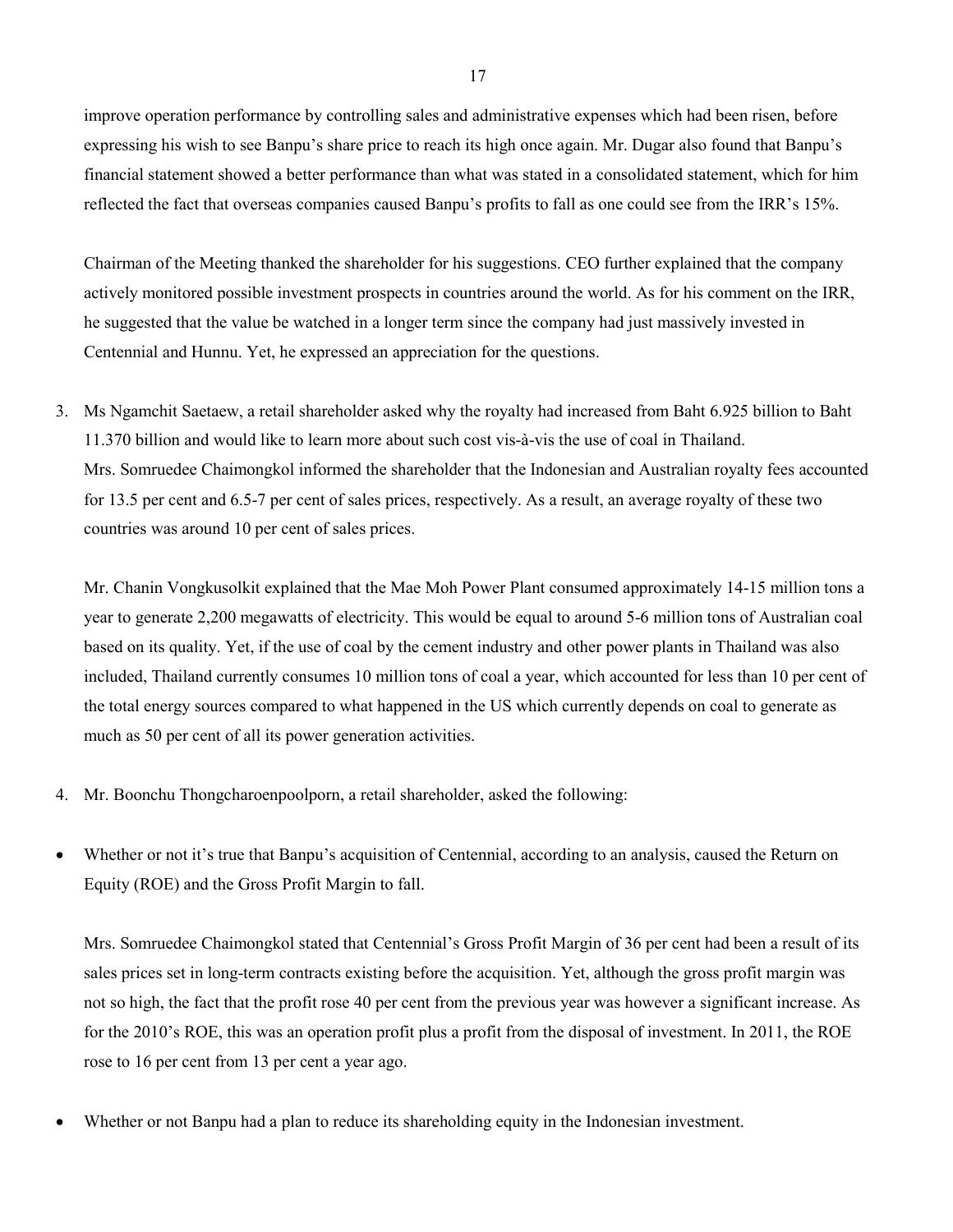improve operation performance by controlling sales and administrative expenses which had been risen, before expressing his wish to see Banpu's share price to reach its high once again. Mr. Dugar also found that Banpu's financial statement showed a better performance than what was stated in a consolidated statement, which for him reflected the fact that overseas companies caused Banpu's profits to fall as one could see from the IRR's 15%.

Chairman of the Meeting thanked the shareholder for his suggestions. CEO further explained that the company actively monitored possible investment prospects in countries around the world. As for his comment on the IRR, he suggested that the value be watched in a longer term since the company had just massively invested in Centennial and Hunnu. Yet, he expressed an appreciation for the questions.

3. Ms Ngamchit Saetaew, a retail shareholder asked why the royalty had increased from Baht 6.925 billion to Baht 11.370 billion and would like to learn more about such cost vis-à-vis the use of coal in Thailand.
   Mrs. Somruedee Chaimongkol informed the shareholder that the Indonesian and Australian royalty fees accounted for 13.5 per cent and 6.5-7 per cent of sales prices, respectively. As a result, an average royalty of these two countries was around 10 per cent of sales prices.

   Mr. Chanin Vongkusolkit explained that the Mae Moh Power Plant consumed approximately 14-15 million tons a year to generate 2,200 megawatts of electricity. This would be equal to around 5-6 million tons of Australian coal based on its quality. Yet, if the use of coal by the cement industry and other power plants in Thailand was also included, Thailand currently consumes 10 million tons of coal a year, which accounted for less than 10 per cent of the total energy sources compared to what happened in the US which currently depends on coal to generate as much as 50 per cent of all its power generation activities.

4. Mr. Boonchu Thongcharoenpoolporn, a retail shareholder, asked the following:

- Whether or not it's true that Banpu's acquisition of Centennial, according to an analysis, caused the Return on Equity (ROE) and the Gross Profit Margin to fall.

  Mrs. Somruedee Chaimongkol stated that Centennial's Gross Profit Margin of 36 per cent had been a result of its sales prices set in long-term contracts existing before the acquisition. Yet, although the gross profit margin was not so high, the fact that the profit rose 40 per cent from the previous year was however a significant increase. As for the 2010's ROE, this was an operation profit plus a profit from the disposal of investment. In 2011, the ROE rose to 16 per cent from 13 per cent a year ago.

- Whether or not Banpu had a plan to reduce its shareholding equity in the Indonesian investment.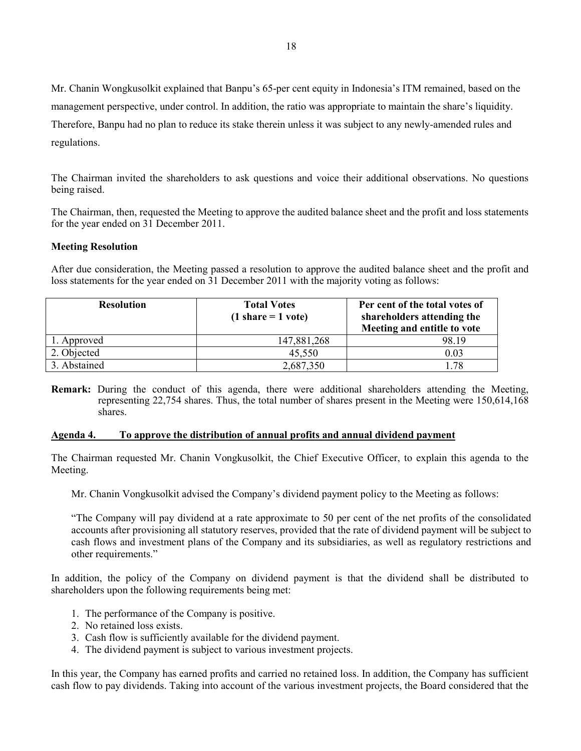Mr. Chanin Wongkusolkit explained that Banpu's 65-per cent equity in Indonesia's ITM remained, based on the management perspective, under control. In addition, the ratio was appropriate to maintain the share's liquidity. Therefore, Banpu had no plan to reduce its stake therein unless it was subject to any newly-amended rules and regulations.

The Chairman invited the shareholders to ask questions and voice their additional observations. No questions being raised.

The Chairman, then, requested the Meeting to approve the audited balance sheet and the profit and loss statements for the year ended on 31 December 2011.

**Meeting Resolution**

After due consideration, the Meeting passed a resolution to approve the audited balance sheet and the profit and loss statements for the year ended on 31 December 2011 with the majority voting as follows:

| Resolution | Total Votes (1 share = 1 vote) | Per cent of the total votes of shareholders attending the Meeting and entitle to vote |
|---|---|---|
| 1. Approved | 147,881,268 | 98.19 |
| 2. Objected | 45,550 | 0.03 |
| 3. Abstained | 2,687,350 | 1.78 |

**Remark:** During the conduct of this agenda, there were additional shareholders attending the Meeting, representing 22,754 shares. Thus, the total number of shares present in the Meeting were 150,614,168 shares.

**Agenda 4. To approve the distribution of annual profits and annual dividend payment**

The Chairman requested Mr. Chanin Vongkusolkit, the Chief Executive Officer, to explain this agenda to the Meeting.

Mr. Chanin Vongkusolkit advised the Company's dividend payment policy to the Meeting as follows:

"The Company will pay dividend at a rate approximate to 50 per cent of the net profits of the consolidated accounts after provisioning all statutory reserves, provided that the rate of dividend payment will be subject to cash flows and investment plans of the Company and its subsidiaries, as well as regulatory restrictions and other requirements."

In addition, the policy of the Company on dividend payment is that the dividend shall be distributed to shareholders upon the following requirements being met:

1. The performance of the Company is positive.
2. No retained loss exists.
3. Cash flow is sufficiently available for the dividend payment.
4. The dividend payment is subject to various investment projects.

In this year, the Company has earned profits and carried no retained loss. In addition, the Company has sufficient cash flow to pay dividends. Taking into account of the various investment projects, the Board considered that the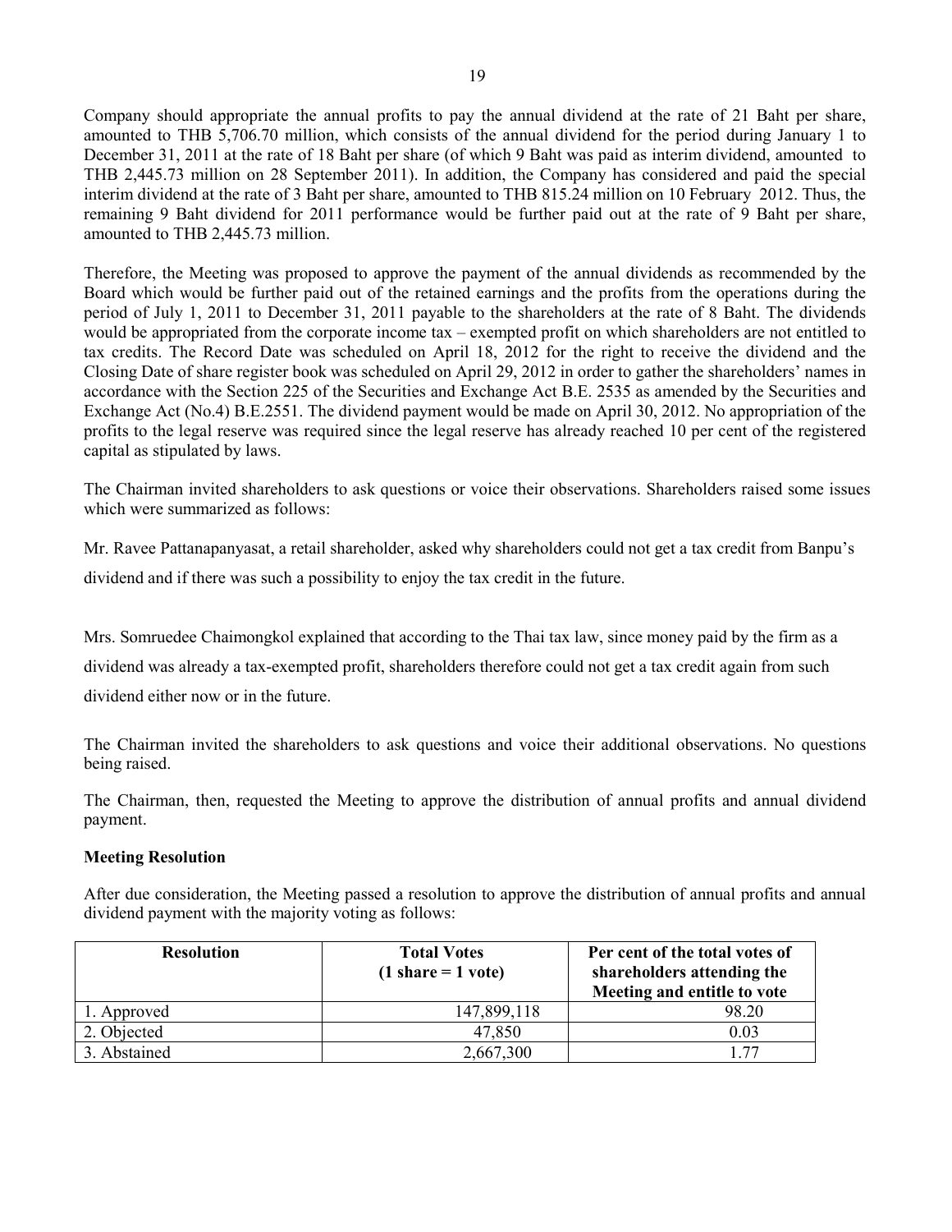Company should appropriate the annual profits to pay the annual dividend at the rate of 21 Baht per share, amounted to THB 5,706.70 million, which consists of the annual dividend for the period during January 1 to December 31, 2011 at the rate of 18 Baht per share (of which 9 Baht was paid as interim dividend, amounted to THB 2,445.73 million on 28 September 2011). In addition, the Company has considered and paid the special interim dividend at the rate of 3 Baht per share, amounted to THB 815.24 million on 10 February 2012. Thus, the remaining 9 Baht dividend for 2011 performance would be further paid out at the rate of 9 Baht per share, amounted to THB 2,445.73 million.

Therefore, the Meeting was proposed to approve the payment of the annual dividends as recommended by the Board which would be further paid out of the retained earnings and the profits from the operations during the period of July 1, 2011 to December 31, 2011 payable to the shareholders at the rate of 8 Baht. The dividends would be appropriated from the corporate income tax – exempted profit on which shareholders are not entitled to tax credits. The Record Date was scheduled on April 18, 2012 for the right to receive the dividend and the Closing Date of share register book was scheduled on April 29, 2012 in order to gather the shareholders' names in accordance with the Section 225 of the Securities and Exchange Act B.E. 2535 as amended by the Securities and Exchange Act (No.4) B.E.2551. The dividend payment would be made on April 30, 2012. No appropriation of the profits to the legal reserve was required since the legal reserve has already reached 10 per cent of the registered capital as stipulated by laws.

The Chairman invited shareholders to ask questions or voice their observations. Shareholders raised some issues which were summarized as follows:

Mr. Ravee Pattanapanyasat, a retail shareholder, asked why shareholders could not get a tax credit from Banpu's dividend and if there was such a possibility to enjoy the tax credit in the future.

Mrs. Somruedee Chaimongkol explained that according to the Thai tax law, since money paid by the firm as a dividend was already a tax-exempted profit, shareholders therefore could not get a tax credit again from such dividend either now or in the future.

The Chairman invited the shareholders to ask questions and voice their additional observations. No questions being raised.

The Chairman, then, requested the Meeting to approve the distribution of annual profits and annual dividend payment.

**Meeting Resolution**

After due consideration, the Meeting passed a resolution to approve the distribution of annual profits and annual dividend payment with the majority voting as follows:

| Resolution | Total Votes (1 share = 1 vote) | Per cent of the total votes of shareholders attending the Meeting and entitle to vote |
|---|---|---|
| 1. Approved | 147,899,118 | 98.20 |
| 2. Objected | 47,850 | 0.03 |
| 3. Abstained | 2,667,300 | 1.77 |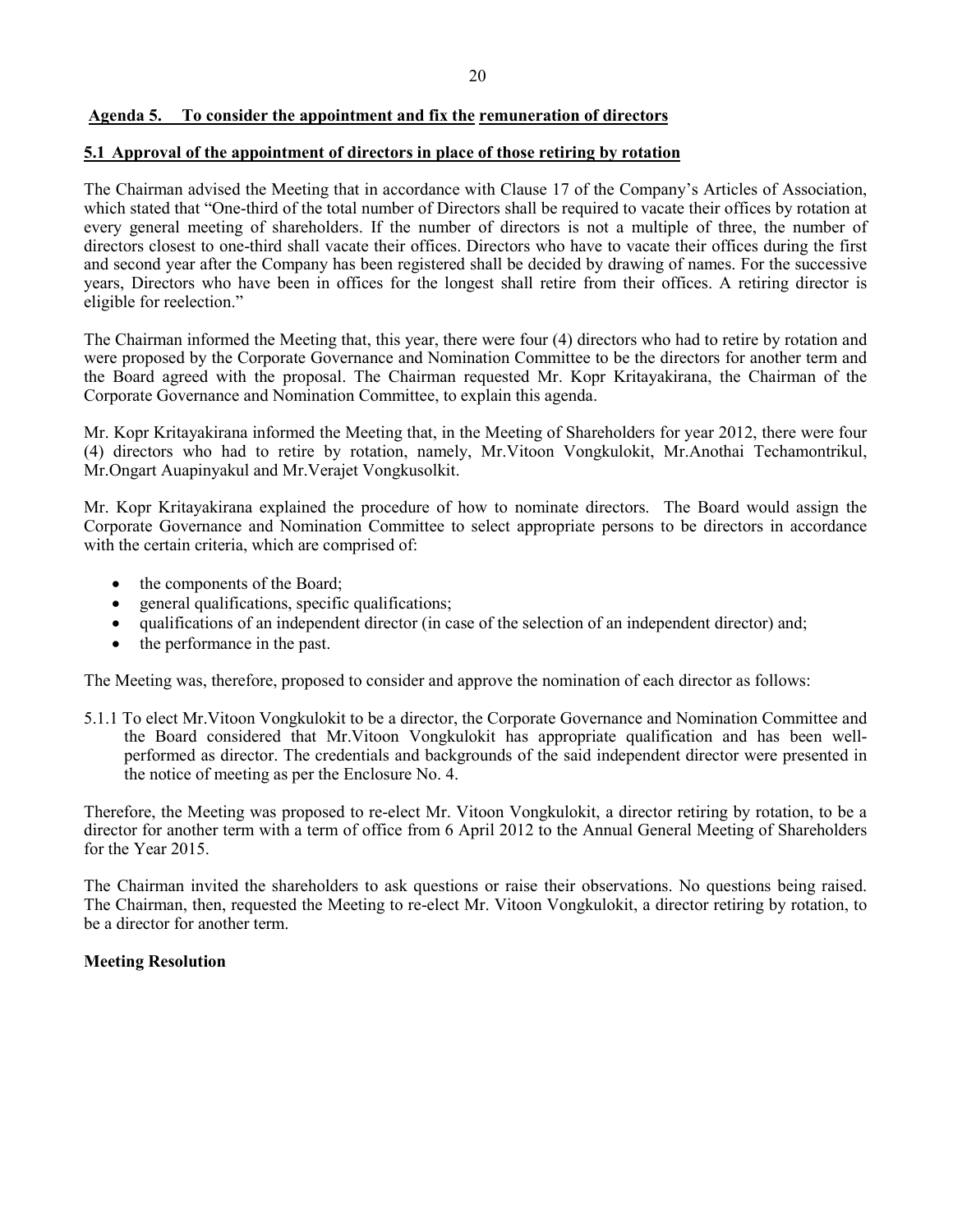## Agenda 5. To consider the appointment and fix the remuneration of directors

### 5.1 Approval of the appointment of directors in place of those retiring by rotation

The Chairman advised the Meeting that in accordance with Clause 17 of the Company's Articles of Association, which stated that "One-third of the total number of Directors shall be required to vacate their offices by rotation at every general meeting of shareholders. If the number of directors is not a multiple of three, the number of directors closest to one-third shall vacate their offices. Directors who have to vacate their offices during the first and second year after the Company has been registered shall be decided by drawing of names. For the successive years, Directors who have been in offices for the longest shall retire from their offices. A retiring director is eligible for reelection."

The Chairman informed the Meeting that, this year, there were four (4) directors who had to retire by rotation and were proposed by the Corporate Governance and Nomination Committee to be the directors for another term and the Board agreed with the proposal. The Chairman requested Mr. Kopr Kritayakirana, the Chairman of the Corporate Governance and Nomination Committee, to explain this agenda.

Mr. Kopr Kritayakirana informed the Meeting that, in the Meeting of Shareholders for year 2012, there were four (4) directors who had to retire by rotation, namely, Mr.Vitoon Vongkulokit, Mr.Anothai Techamontrikul, Mr.Ongart Auapinyakul and Mr.Verajet Vongkusolkit.

Mr. Kopr Kritayakirana explained the procedure of how to nominate directors. The Board would assign the Corporate Governance and Nomination Committee to select appropriate persons to be directors in accordance with the certain criteria, which are comprised of:

- the components of the Board;
- general qualifications, specific qualifications;
- qualifications of an independent director (in case of the selection of an independent director) and;
- the performance in the past.

The Meeting was, therefore, proposed to consider and approve the nomination of each director as follows:

5.1.1 To elect Mr.Vitoon Vongkulokit to be a director, the Corporate Governance and Nomination Committee and the Board considered that Mr.Vitoon Vongkulokit has appropriate qualification and has been well-performed as director. The credentials and backgrounds of the said independent director were presented in the notice of meeting as per the Enclosure No. 4.

Therefore, the Meeting was proposed to re-elect Mr. Vitoon Vongkulokit, a director retiring by rotation, to be a director for another term with a term of office from 6 April 2012 to the Annual General Meeting of Shareholders for the Year 2015.

The Chairman invited the shareholders to ask questions or raise their observations. No questions being raised. The Chairman, then, requested the Meeting to re-elect Mr. Vitoon Vongkulokit, a director retiring by rotation, to be a director for another term.

**Meeting Resolution**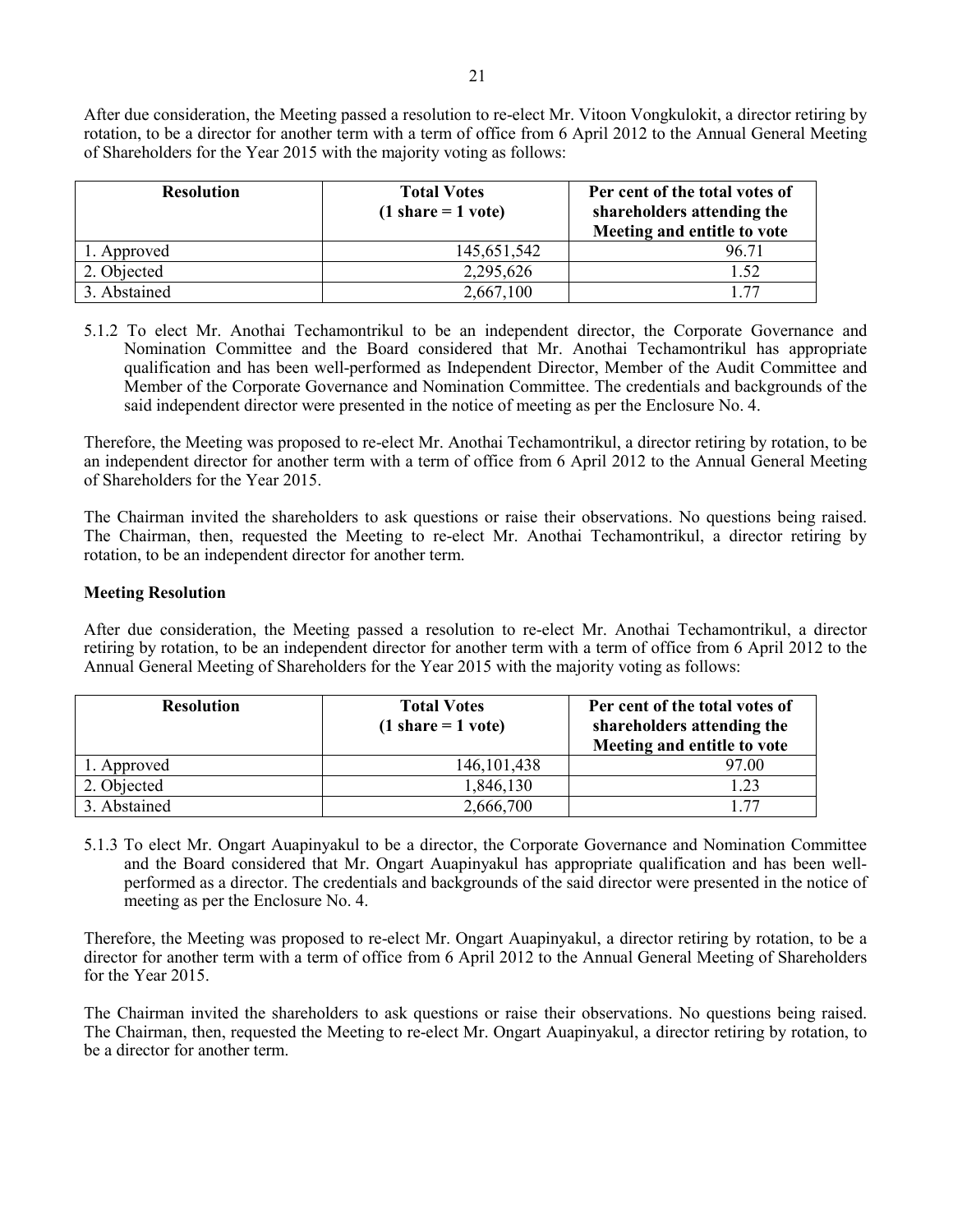After due consideration, the Meeting passed a resolution to re-elect Mr. Vitoon Vongkulokit, a director retiring by rotation, to be a director for another term with a term of office from 6 April 2012 to the Annual General Meeting of Shareholders for the Year 2015 with the majority voting as follows:

| Resolution | Total Votes (1 share = 1 vote) | Per cent of the total votes of shareholders attending the Meeting and entitle to vote |
|---|---|---|
| 1. Approved | 145,651,542 | 96.71 |
| 2. Objected | 2,295,626 | 1.52 |
| 3. Abstained | 2,667,100 | 1.77 |

5.1.2 To elect Mr. Anothai Techamontrikul to be an independent director, the Corporate Governance and Nomination Committee and the Board considered that Mr. Anothai Techamontrikul has appropriate qualification and has been well-performed as Independent Director, Member of the Audit Committee and Member of the Corporate Governance and Nomination Committee. The credentials and backgrounds of the said independent director were presented in the notice of meeting as per the Enclosure No. 4.

Therefore, the Meeting was proposed to re-elect Mr. Anothai Techamontrikul, a director retiring by rotation, to be an independent director for another term with a term of office from 6 April 2012 to the Annual General Meeting of Shareholders for the Year 2015.

The Chairman invited the shareholders to ask questions or raise their observations. No questions being raised. The Chairman, then, requested the Meeting to re-elect Mr. Anothai Techamontrikul, a director retiring by rotation, to be an independent director for another term.

**Meeting Resolution**

After due consideration, the Meeting passed a resolution to re-elect Mr. Anothai Techamontrikul, a director retiring by rotation, to be an independent director for another term with a term of office from 6 April 2012 to the Annual General Meeting of Shareholders for the Year 2015 with the majority voting as follows:

| Resolution | Total Votes (1 share = 1 vote) | Per cent of the total votes of shareholders attending the Meeting and entitle to vote |
|---|---|---|
| 1. Approved | 146,101,438 | 97.00 |
| 2. Objected | 1,846,130 | 1.23 |
| 3. Abstained | 2,666,700 | 1.77 |

5.1.3 To elect Mr. Ongart Auapinyakul to be a director, the Corporate Governance and Nomination Committee and the Board considered that Mr. Ongart Auapinyakul has appropriate qualification and has been well-performed as a director. The credentials and backgrounds of the said director were presented in the notice of meeting as per the Enclosure No. 4.

Therefore, the Meeting was proposed to re-elect Mr. Ongart Auapinyakul, a director retiring by rotation, to be a director for another term with a term of office from 6 April 2012 to the Annual General Meeting of Shareholders for the Year 2015.

The Chairman invited the shareholders to ask questions or raise their observations. No questions being raised. The Chairman, then, requested the Meeting to re-elect Mr. Ongart Auapinyakul, a director retiring by rotation, to be a director for another term.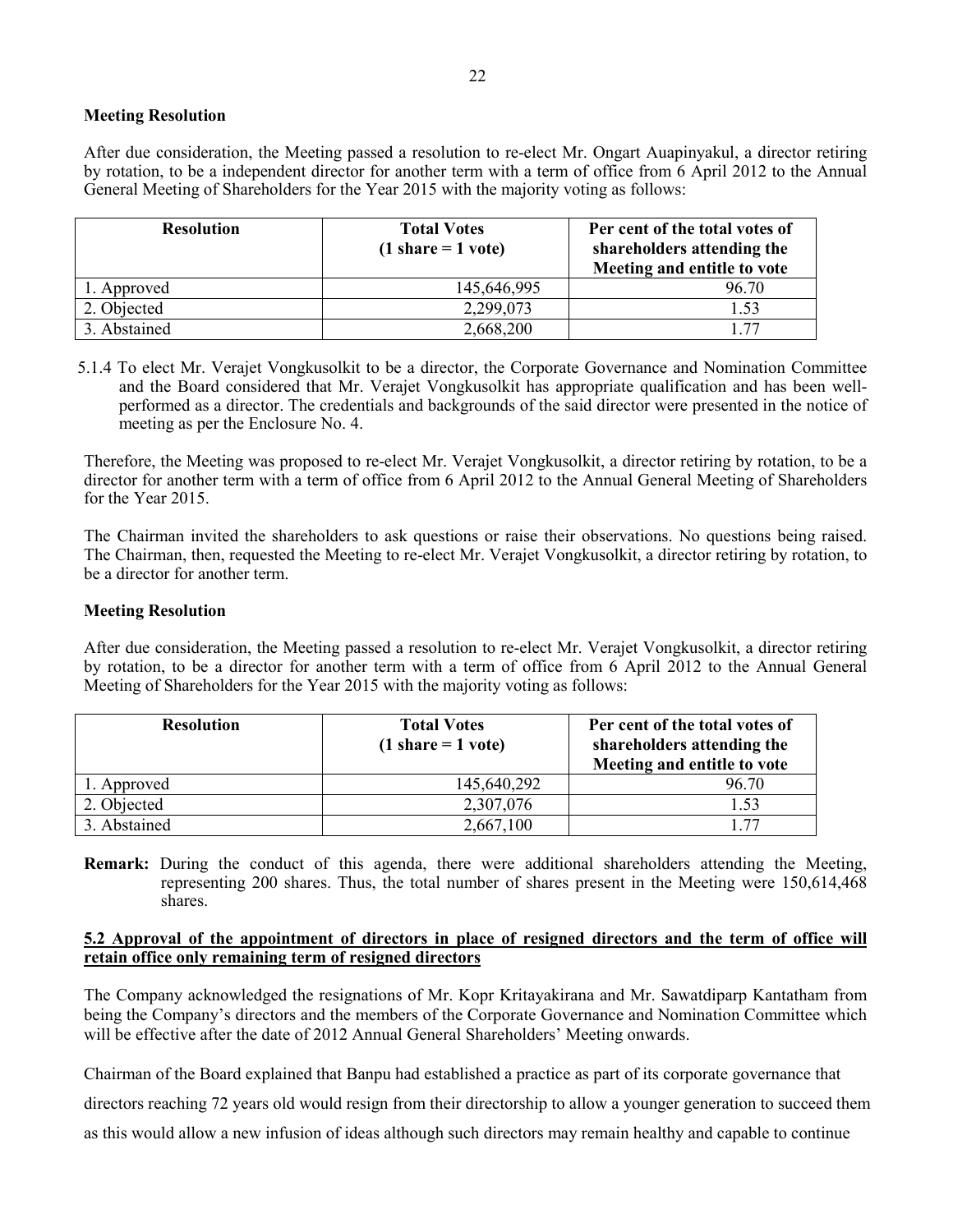**Meeting Resolution**

After due consideration, the Meeting passed a resolution to re-elect Mr. Ongart Auapinyakul, a director retiring by rotation, to be a independent director for another term with a term of office from 6 April 2012 to the Annual General Meeting of Shareholders for the Year 2015 with the majority voting as follows:

| Resolution | Total Votes (1 share = 1 vote) | Per cent of the total votes of shareholders attending the Meeting and entitle to vote |
|---|---|---|
| 1. Approved | 145,646,995 | 96.70 |
| 2. Objected | 2,299,073 | 1.53 |
| 3. Abstained | 2,668,200 | 1.77 |

5.1.4 To elect Mr. Verajet Vongkusolkit to be a director, the Corporate Governance and Nomination Committee and the Board considered that Mr. Verajet Vongkusolkit has appropriate qualification and has been well-performed as a director. The credentials and backgrounds of the said director were presented in the notice of meeting as per the Enclosure No. 4.

Therefore, the Meeting was proposed to re-elect Mr. Verajet Vongkusolkit, a director retiring by rotation, to be a director for another term with a term of office from 6 April 2012 to the Annual General Meeting of Shareholders for the Year 2015.

The Chairman invited the shareholders to ask questions or raise their observations. No questions being raised. The Chairman, then, requested the Meeting to re-elect Mr. Verajet Vongkusolkit, a director retiring by rotation, to be a director for another term.

**Meeting Resolution**

After due consideration, the Meeting passed a resolution to re-elect Mr. Verajet Vongkusolkit, a director retiring by rotation, to be a director for another term with a term of office from 6 April 2012 to the Annual General Meeting of Shareholders for the Year 2015 with the majority voting as follows:

| Resolution | Total Votes (1 share = 1 vote) | Per cent of the total votes of shareholders attending the Meeting and entitle to vote |
|---|---|---|
| 1. Approved | 145,640,292 | 96.70 |
| 2. Objected | 2,307,076 | 1.53 |
| 3. Abstained | 2,667,100 | 1.77 |

**Remark:** During the conduct of this agenda, there were additional shareholders attending the Meeting, representing 200 shares. Thus, the total number of shares present in the Meeting were 150,614,468 shares.

**5.2 Approval of the appointment of directors in place of resigned directors and the term of office will retain office only remaining term of resigned directors**

The Company acknowledged the resignations of Mr. Kopr Kritayakirana and Mr. Sawatdiparp Kantatham from being the Company's directors and the members of the Corporate Governance and Nomination Committee which will be effective after the date of 2012 Annual General Shareholders' Meeting onwards.

Chairman of the Board explained that Banpu had established a practice as part of its corporate governance that directors reaching 72 years old would resign from their directorship to allow a younger generation to succeed them as this would allow a new infusion of ideas although such directors may remain healthy and capable to continue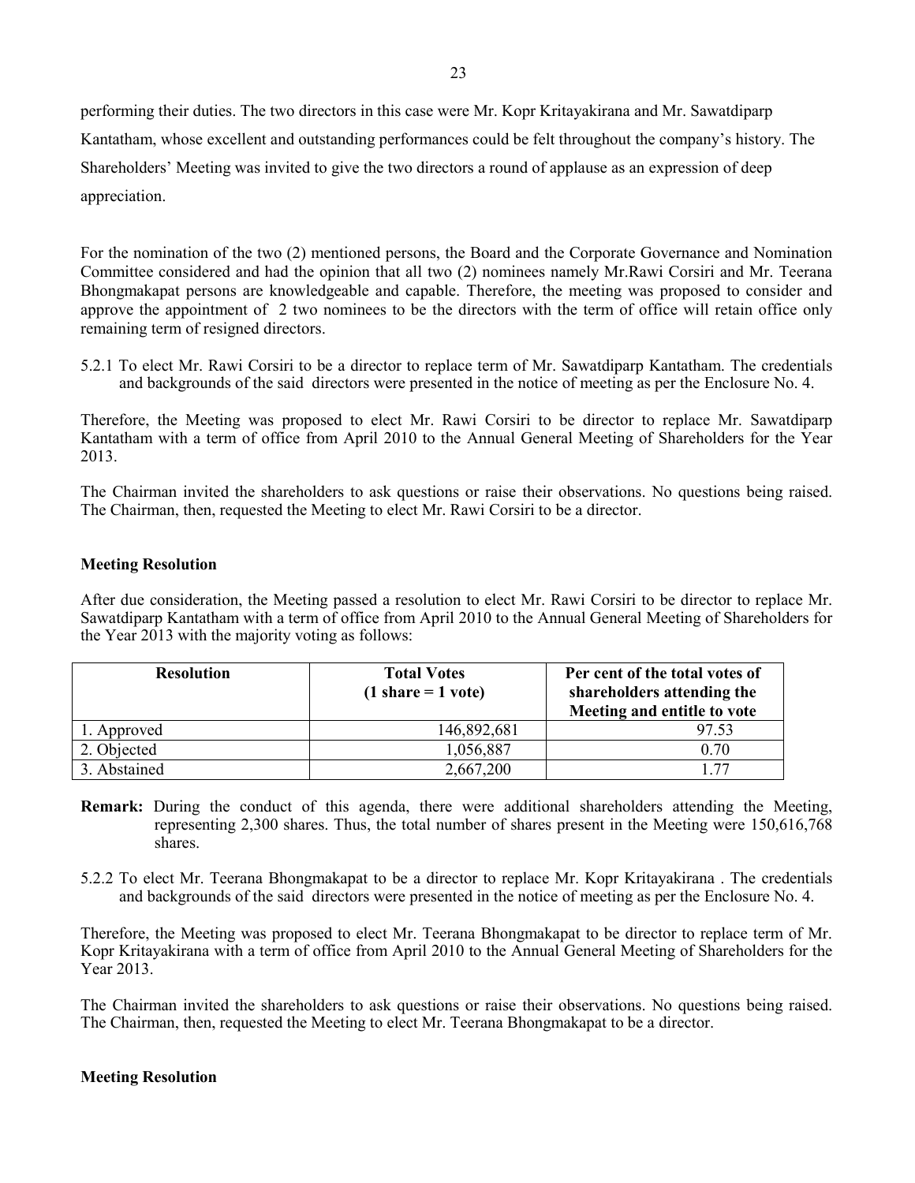performing their duties. The two directors in this case were Mr. Kopr Kritayakirana and Mr. Sawatdiparp Kantatham, whose excellent and outstanding performances could be felt throughout the company's history. The Shareholders' Meeting was invited to give the two directors a round of applause as an expression of deep appreciation.

For the nomination of the two (2) mentioned persons, the Board and the Corporate Governance and Nomination Committee considered and had the opinion that all two (2) nominees namely Mr.Rawi Corsiri and Mr. Teerana Bhongmakapat persons are knowledgeable and capable. Therefore, the meeting was proposed to consider and approve the appointment of 2 two nominees to be the directors with the term of office will retain office only remaining term of resigned directors.

5.2.1 To elect Mr. Rawi Corsiri to be a director to replace term of Mr. Sawatdiparp Kantatham. The credentials and backgrounds of the said directors were presented in the notice of meeting as per the Enclosure No. 4.

Therefore, the Meeting was proposed to elect Mr. Rawi Corsiri to be director to replace Mr. Sawatdiparp Kantatham with a term of office from April 2010 to the Annual General Meeting of Shareholders for the Year 2013.

The Chairman invited the shareholders to ask questions or raise their observations. No questions being raised. The Chairman, then, requested the Meeting to elect Mr. Rawi Corsiri to be a director.

**Meeting Resolution**

After due consideration, the Meeting passed a resolution to elect Mr. Rawi Corsiri to be director to replace Mr. Sawatdiparp Kantatham with a term of office from April 2010 to the Annual General Meeting of Shareholders for the Year 2013 with the majority voting as follows:

| Resolution | Total Votes (1 share = 1 vote) | Per cent of the total votes of shareholders attending the Meeting and entitle to vote |
|---|---|---|
| 1. Approved | 146,892,681 | 97.53 |
| 2. Objected | 1,056,887 | 0.70 |
| 3. Abstained | 2,667,200 | 1.77 |

**Remark:** During the conduct of this agenda, there were additional shareholders attending the Meeting, representing 2,300 shares. Thus, the total number of shares present in the Meeting were 150,616,768 shares.

5.2.2 To elect Mr. Teerana Bhongmakapat to be a director to replace Mr. Kopr Kritayakirana . The credentials and backgrounds of the said directors were presented in the notice of meeting as per the Enclosure No. 4.

Therefore, the Meeting was proposed to elect Mr. Teerana Bhongmakapat to be director to replace term of Mr. Kopr Kritayakirana with a term of office from April 2010 to the Annual General Meeting of Shareholders for the Year 2013.

The Chairman invited the shareholders to ask questions or raise their observations. No questions being raised. The Chairman, then, requested the Meeting to elect Mr. Teerana Bhongmakapat to be a director.

**Meeting Resolution**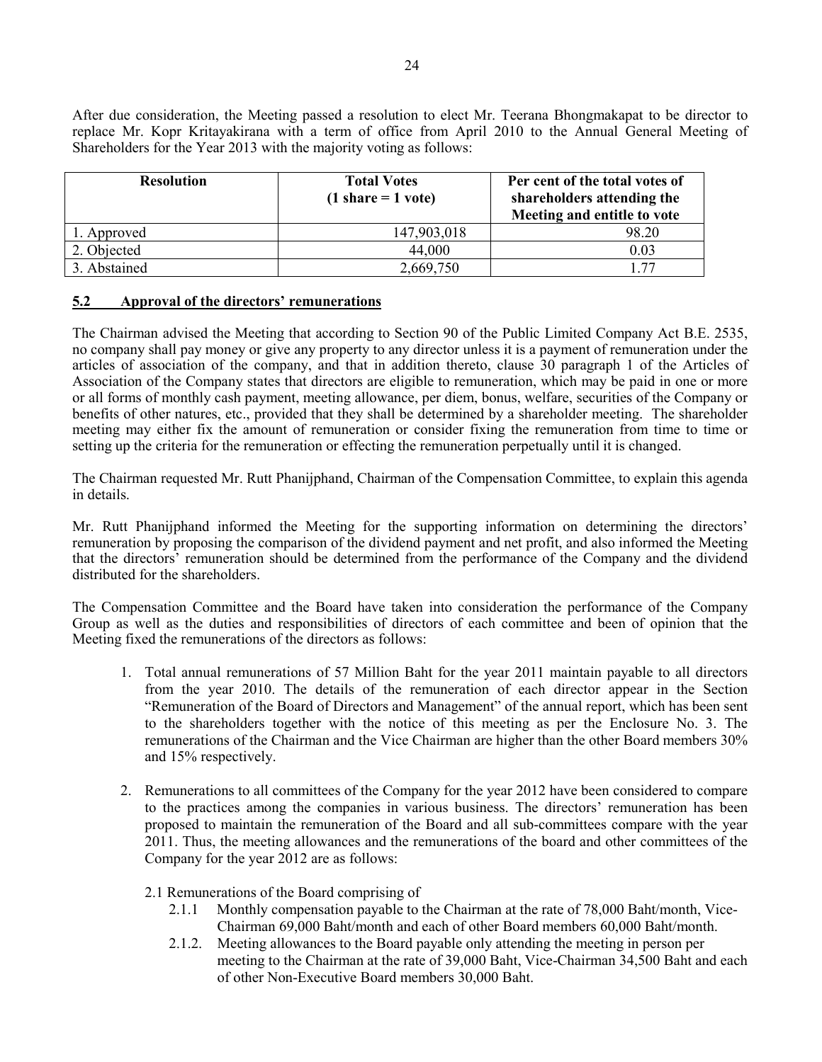After due consideration, the Meeting passed a resolution to elect Mr. Teerana Bhongmakapat to be director to replace Mr. Kopr Kritayakirana with a term of office from April 2010 to the Annual General Meeting of Shareholders for the Year 2013 with the majority voting as follows:

| Resolution | Total Votes (1 share = 1 vote) | Per cent of the total votes of shareholders attending the Meeting and entitle to vote |
|---|---|---|
| 1. Approved | 147,903,018 | 98.20 |
| 2. Objected | 44,000 | 0.03 |
| 3. Abstained | 2,669,750 | 1.77 |

## 5.2 Approval of the directors' remunerations

The Chairman advised the Meeting that according to Section 90 of the Public Limited Company Act B.E. 2535, no company shall pay money or give any property to any director unless it is a payment of remuneration under the articles of association of the company, and that in addition thereto, clause 30 paragraph 1 of the Articles of Association of the Company states that directors are eligible to remuneration, which may be paid in one or more or all forms of monthly cash payment, meeting allowance, per diem, bonus, welfare, securities of the Company or benefits of other natures, etc., provided that they shall be determined by a shareholder meeting. The shareholder meeting may either fix the amount of remuneration or consider fixing the remuneration from time to time or setting up the criteria for the remuneration or effecting the remuneration perpetually until it is changed.

The Chairman requested Mr. Rutt Phanijphand, Chairman of the Compensation Committee, to explain this agenda in details.

Mr. Rutt Phanijphand informed the Meeting for the supporting information on determining the directors' remuneration by proposing the comparison of the dividend payment and net profit, and also informed the Meeting that the directors' remuneration should be determined from the performance of the Company and the dividend distributed for the shareholders.

The Compensation Committee and the Board have taken into consideration the performance of the Company Group as well as the duties and responsibilities of directors of each committee and been of opinion that the Meeting fixed the remunerations of the directors as follows:

1. Total annual remunerations of 57 Million Baht for the year 2011 maintain payable to all directors from the year 2010. The details of the remuneration of each director appear in the Section "Remuneration of the Board of Directors and Management" of the annual report, which has been sent to the shareholders together with the notice of this meeting as per the Enclosure No. 3. The remunerations of the Chairman and the Vice Chairman are higher than the other Board members 30% and 15% respectively.

2. Remunerations to all committees of the Company for the year 2012 have been considered to compare to the practices among the companies in various business. The directors' remuneration has been proposed to maintain the remuneration of the Board and all sub-committees compare with the year 2011. Thus, the meeting allowances and the remunerations of the board and other committees of the Company for the year 2012 are as follows:

   2.1 Remunerations of the Board comprising of

   2.1.1 Monthly compensation payable to the Chairman at the rate of 78,000 Baht/month, Vice-Chairman 69,000 Baht/month and each of other Board members 60,000 Baht/month.

   2.1.2. Meeting allowances to the Board payable only attending the meeting in person per meeting to the Chairman at the rate of 39,000 Baht, Vice-Chairman 34,500 Baht and each of other Non-Executive Board members 30,000 Baht.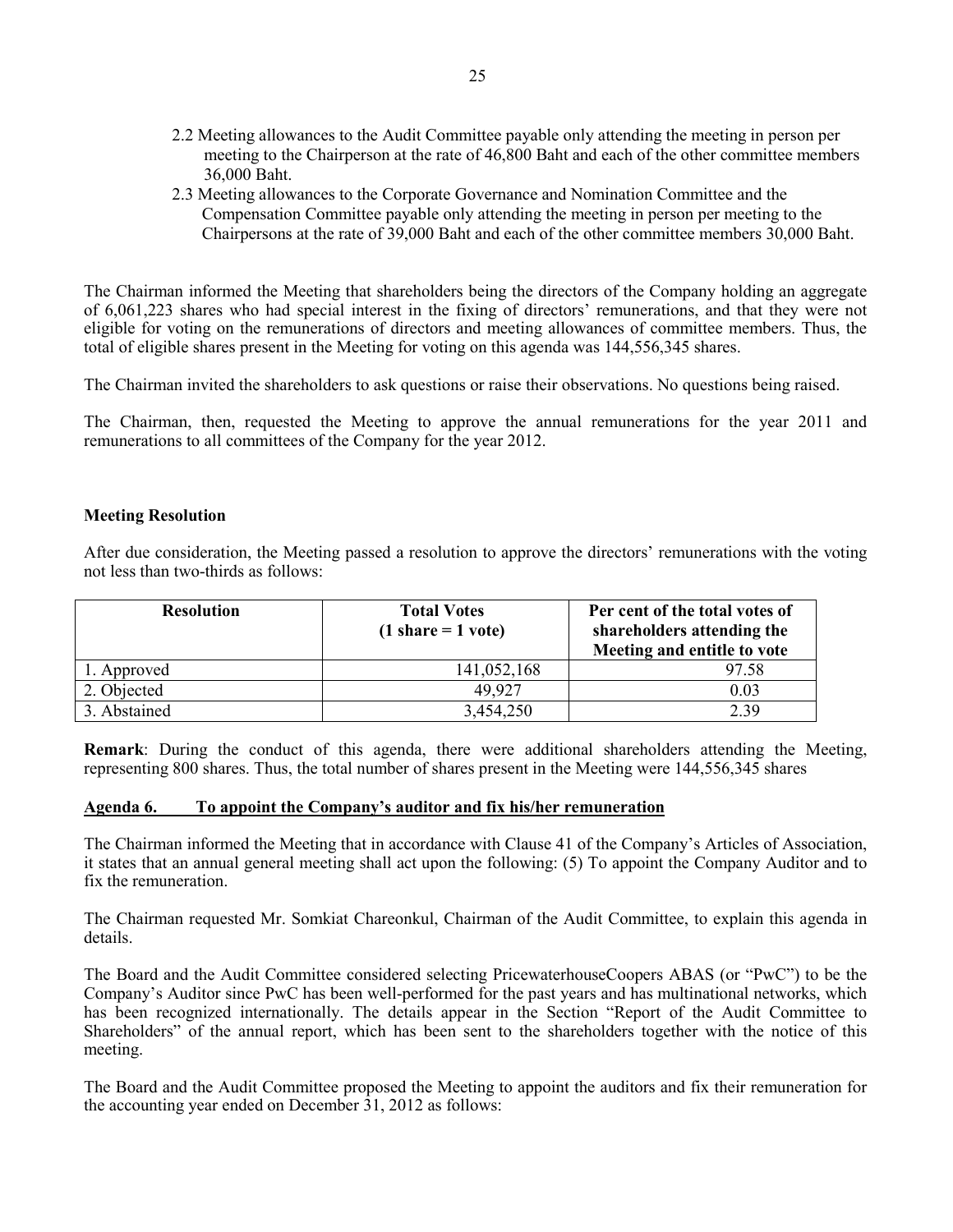2.2 Meeting allowances to the Audit Committee payable only attending the meeting in person per meeting to the Chairperson at the rate of 46,800 Baht and each of the other committee members 36,000 Baht.

2.3 Meeting allowances to the Corporate Governance and Nomination Committee and the Compensation Committee payable only attending the meeting in person per meeting to the Chairpersons at the rate of 39,000 Baht and each of the other committee members 30,000 Baht.

The Chairman informed the Meeting that shareholders being the directors of the Company holding an aggregate of 6,061,223 shares who had special interest in the fixing of directors' remunerations, and that they were not eligible for voting on the remunerations of directors and meeting allowances of committee members. Thus, the total of eligible shares present in the Meeting for voting on this agenda was 144,556,345 shares.

The Chairman invited the shareholders to ask questions or raise their observations. No questions being raised.

The Chairman, then, requested the Meeting to approve the annual remunerations for the year 2011 and remunerations to all committees of the Company for the year 2012.

**Meeting Resolution**

After due consideration, the Meeting passed a resolution to approve the directors' remunerations with the voting not less than two-thirds as follows:

| Resolution | Total Votes (1 share = 1 vote) | Per cent of the total votes of shareholders attending the Meeting and entitle to vote |
|---|---|---|
| 1. Approved | 141,052,168 | 97.58 |
| 2. Objected | 49,927 | 0.03 |
| 3. Abstained | 3,454,250 | 2.39 |

**Remark**: During the conduct of this agenda, there were additional shareholders attending the Meeting, representing 800 shares. Thus, the total number of shares present in the Meeting were 144,556,345 shares

**Agenda 6. To appoint the Company's auditor and fix his/her remuneration**

The Chairman informed the Meeting that in accordance with Clause 41 of the Company's Articles of Association, it states that an annual general meeting shall act upon the following: (5) To appoint the Company Auditor and to fix the remuneration.

The Chairman requested Mr. Somkiat Chareonkul, Chairman of the Audit Committee, to explain this agenda in details.

The Board and the Audit Committee considered selecting PricewaterhouseCoopers ABAS (or "PwC") to be the Company's Auditor since PwC has been well-performed for the past years and has multinational networks, which has been recognized internationally. The details appear in the Section "Report of the Audit Committee to Shareholders" of the annual report, which has been sent to the shareholders together with the notice of this meeting.

The Board and the Audit Committee proposed the Meeting to appoint the auditors and fix their remuneration for the accounting year ended on December 31, 2012 as follows: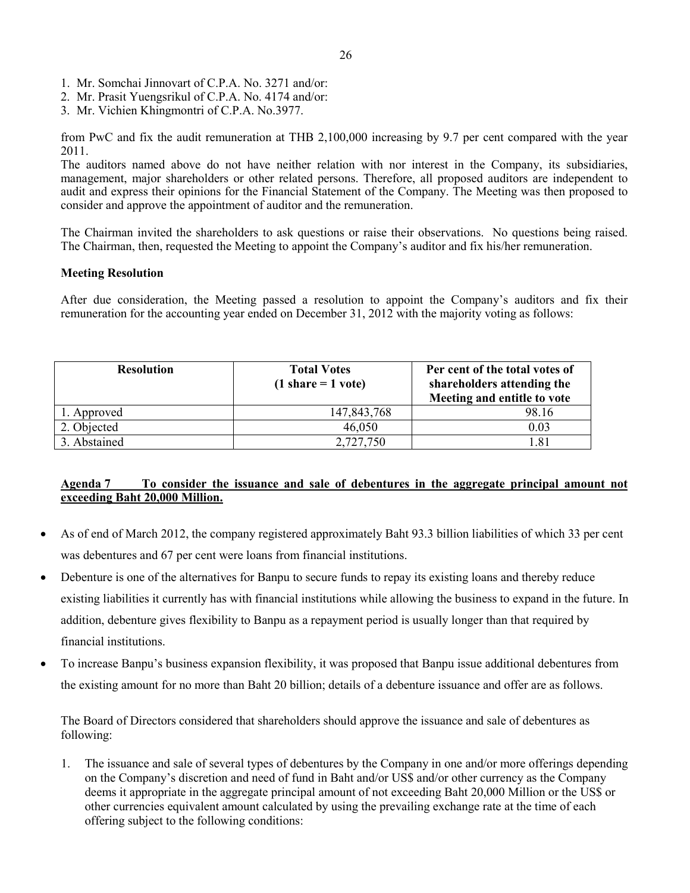1. Mr. Somchai Jinnovart of C.P.A. No. 3271 and/or:
2. Mr. Prasit Yuengsrikul of C.P.A. No. 4174 and/or:
3. Mr. Vichien Khingmontri of C.P.A. No.3977.

from PwC and fix the audit remuneration at THB 2,100,000 increasing by 9.7 per cent compared with the year 2011.
The auditors named above do not have neither relation with nor interest in the Company, its subsidiaries, management, major shareholders or other related persons. Therefore, all proposed auditors are independent to audit and express their opinions for the Financial Statement of the Company. The Meeting was then proposed to consider and approve the appointment of auditor and the remuneration.

The Chairman invited the shareholders to ask questions or raise their observations. No questions being raised. The Chairman, then, requested the Meeting to appoint the Company's auditor and fix his/her remuneration.

**Meeting Resolution**

After due consideration, the Meeting passed a resolution to appoint the Company's auditors and fix their remuneration for the accounting year ended on December 31, 2012 with the majority voting as follows:

| Resolution | Total Votes (1 share = 1 vote) | Per cent of the total votes of shareholders attending the Meeting and entitle to vote |
|---|---|---|
| 1. Approved | 147,843,768 | 98.16 |
| 2. Objected | 46,050 | 0.03 |
| 3. Abstained | 2,727,750 | 1.81 |

**Agenda 7 To consider the issuance and sale of debentures in the aggregate principal amount not exceeding Baht 20,000 Million.**

- As of end of March 2012, the company registered approximately Baht 93.3 billion liabilities of which 33 per cent was debentures and 67 per cent were loans from financial institutions.
- Debenture is one of the alternatives for Banpu to secure funds to repay its existing loans and thereby reduce existing liabilities it currently has with financial institutions while allowing the business to expand in the future. In addition, debenture gives flexibility to Banpu as a repayment period is usually longer than that required by financial institutions.
- To increase Banpu's business expansion flexibility, it was proposed that Banpu issue additional debentures from the existing amount for no more than Baht 20 billion; details of a debenture issuance and offer are as follows.

The Board of Directors considered that shareholders should approve the issuance and sale of debentures as following:

1. The issuance and sale of several types of debentures by the Company in one and/or more offerings depending on the Company's discretion and need of fund in Baht and/or US$ and/or other currency as the Company deems it appropriate in the aggregate principal amount of not exceeding Baht 20,000 Million or the US$ or other currencies equivalent amount calculated by using the prevailing exchange rate at the time of each offering subject to the following conditions: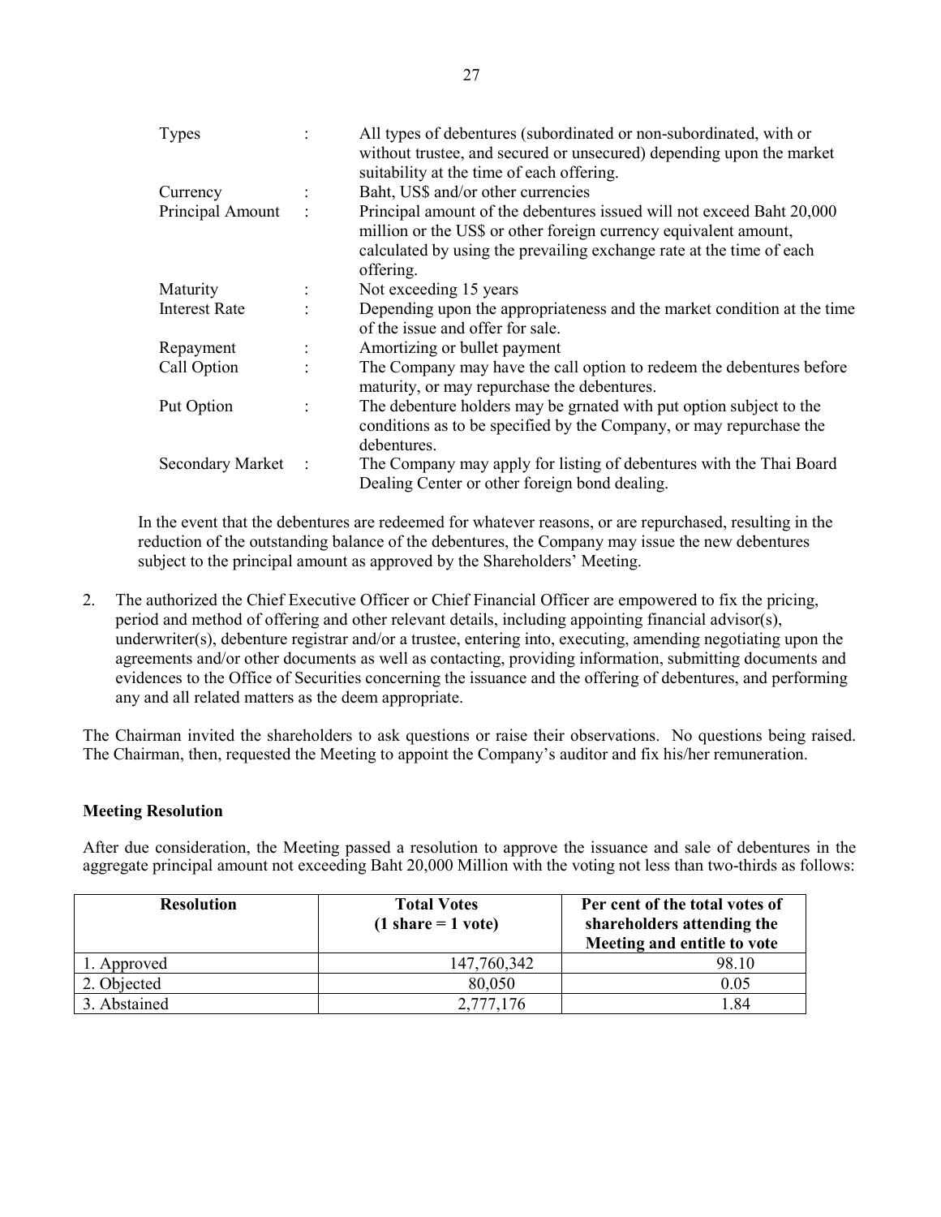| | | |
|---|---|---|
| Types | : | All types of debentures (subordinated or non-subordinated, with or without trustee, and secured or unsecured) depending upon the market suitability at the time of each offering. |
| Currency | : | Baht, US$ and/or other currencies |
| Principal Amount | : | Principal amount of the debentures issued will not exceed Baht 20,000 million or the US$ or other foreign currency equivalent amount, calculated by using the prevailing exchange rate at the time of each offering. |
| Maturity | : | Not exceeding 15 years |
| Interest Rate | : | Depending upon the appropriateness and the market condition at the time of the issue and offer for sale. |
| Repayment | : | Amortizing or bullet payment |
| Call Option | : | The Company may have the call option to redeem the debentures before maturity, or may repurchase the debentures. |
| Put Option | : | The debenture holders may be grnated with put option subject to the conditions as to be specified by the Company, or may repurchase the debentures. |
| Secondary Market | : | The Company may apply for listing of debentures with the Thai Board Dealing Center or other foreign bond dealing. |

In the event that the debentures are redeemed for whatever reasons, or are repurchased, resulting in the reduction of the outstanding balance of the debentures, the Company may issue the new debentures subject to the principal amount as approved by the Shareholders' Meeting.

2. The authorized the Chief Executive Officer or Chief Financial Officer are empowered to fix the pricing, period and method of offering and other relevant details, including appointing financial advisor(s), underwriter(s), debenture registrar and/or a trustee, entering into, executing, amending negotiating upon the agreements and/or other documents as well as contacting, providing information, submitting documents and evidences to the Office of Securities concerning the issuance and the offering of debentures, and performing any and all related matters as the deem appropriate.

The Chairman invited the shareholders to ask questions or raise their observations. No questions being raised. The Chairman, then, requested the Meeting to appoint the Company's auditor and fix his/her remuneration.

**Meeting Resolution**

After due consideration, the Meeting passed a resolution to approve the issuance and sale of debentures in the aggregate principal amount not exceeding Baht 20,000 Million with the voting not less than two-thirds as follows:

| Resolution | Total Votes (1 share = 1 vote) | Per cent of the total votes of shareholders attending the Meeting and entitle to vote |
|---|---|---|
| 1. Approved | 147,760,342 | 98.10 |
| 2. Objected | 80,050 | 0.05 |
| 3. Abstained | 2,777,176 | 1.84 |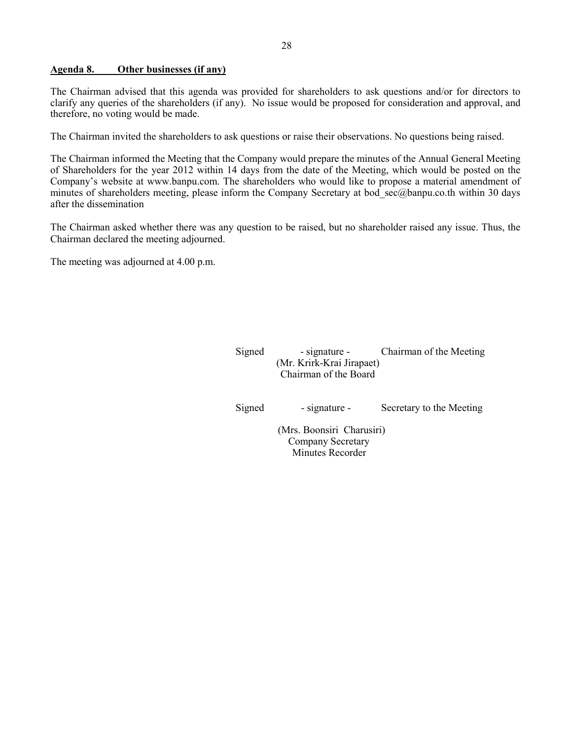**Agenda 8. Other businesses (if any)**

The Chairman advised that this agenda was provided for shareholders to ask questions and/or for directors to clarify any queries of the shareholders (if any). No issue would be proposed for consideration and approval, and therefore, no voting would be made.

The Chairman invited the shareholders to ask questions or raise their observations. No questions being raised.

The Chairman informed the Meeting that the Company would prepare the minutes of the Annual General Meeting of Shareholders for the year 2012 within 14 days from the date of the Meeting, which would be posted on the Company's website at www.banpu.com. The shareholders who would like to propose a material amendment of minutes of shareholders meeting, please inform the Company Secretary at bod_sec@banpu.co.th within 30 days after the dissemination

The Chairman asked whether there was any question to be raised, but no shareholder raised any issue. Thus, the Chairman declared the meeting adjourned.

The meeting was adjourned at 4.00 p.m.

Signed - signature - Chairman of the Meeting
(Mr. Krirk-Krai Jirapaet)
Chairman of the Board

Signed - signature - Secretary to the Meeting

(Mrs. Boonsiri Charusiri)
Company Secretary
Minutes Recorder